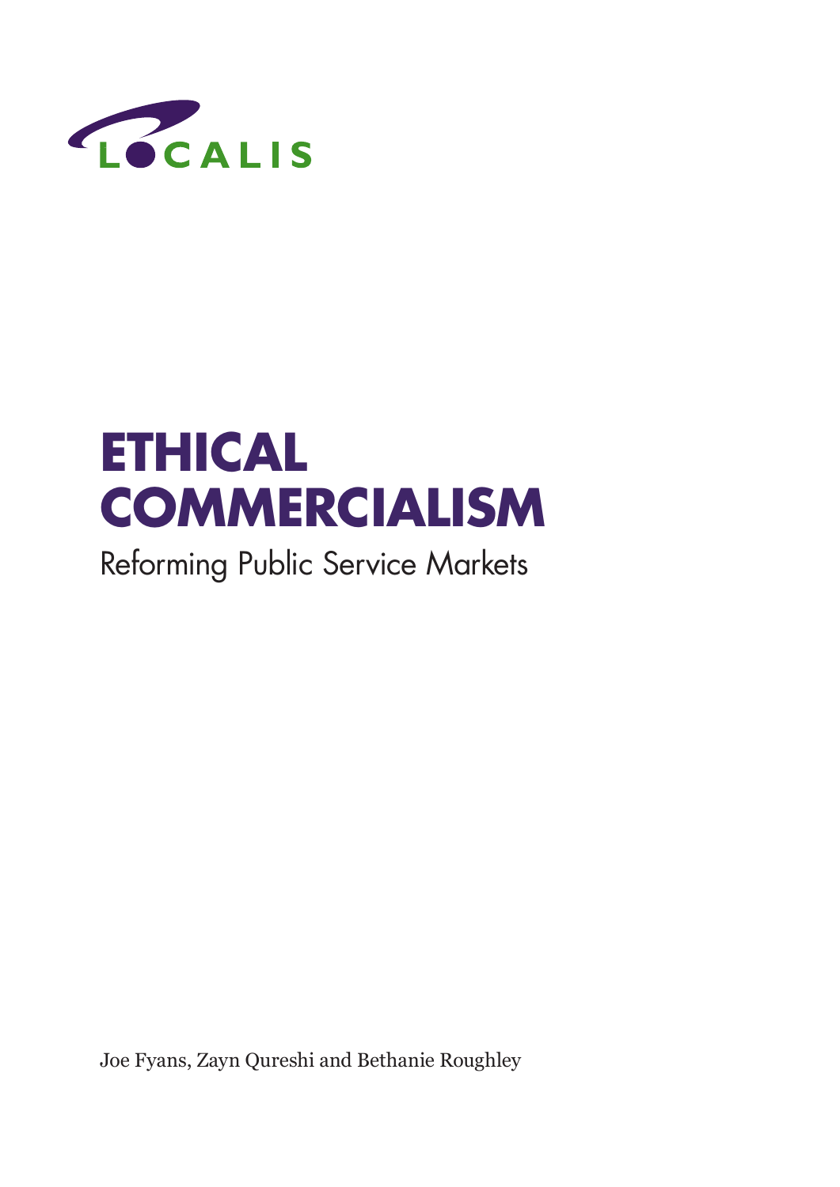LOCALIS

# ETHICAL COMMERCIALISM

## Reforming Public Service Markets

Joe Fyans, Zayn Qureshi and Bethanie Roughley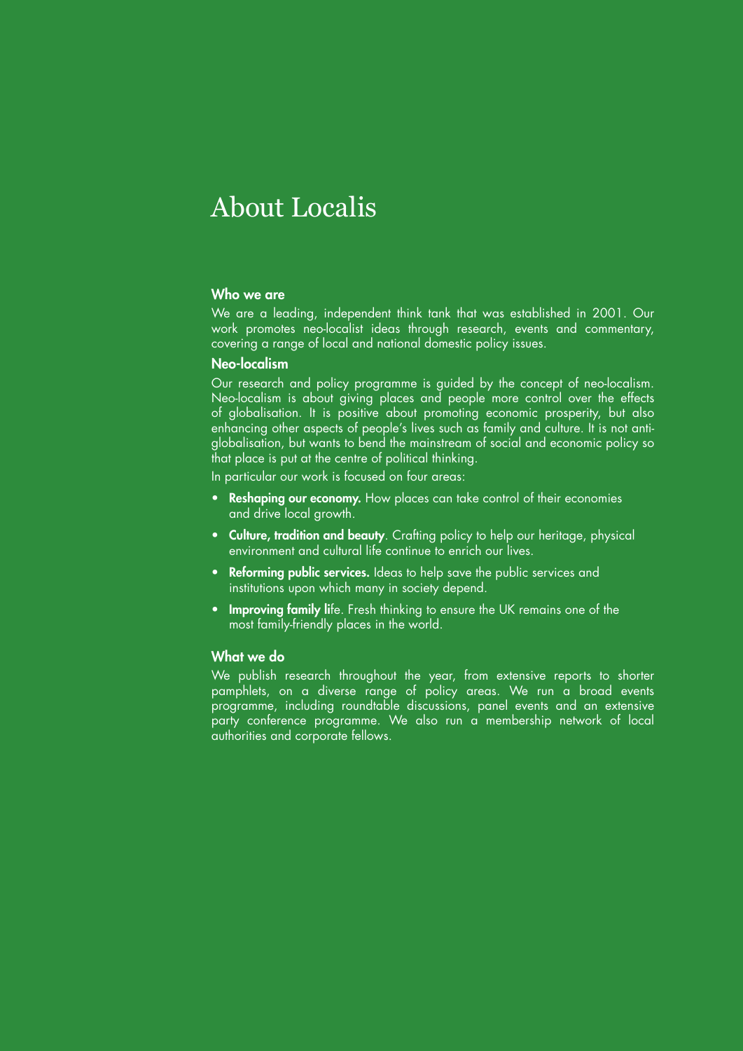# About Localis

### Who we are

We are a leading, independent think tank that was established in 2001. Our work promotes neo-localist ideas through research, events and commentary, covering a range of local and national domestic policy issues.

### Neo-localism

Our research and policy programme is guided by the concept of neo-localism. Neo-localism is about giving places and people more control over the effects of globalisation. It is positive about promoting economic prosperity, but also enhancing other aspects of people's lives such as family and culture. It is not anti-globalisation, but wants to bend the mainstream of social and economic policy so that place is put at the centre of political thinking.

In particular our work is focused on four areas:

- **Reshaping our economy.** How places can take control of their economies and drive local growth.
- **Culture, tradition and beauty**. Crafting policy to help our heritage, physical environment and cultural life continue to enrich our lives.
- **Reforming public services.** Ideas to help save the public services and institutions upon which many in society depend.
- **Improving family life**. Fresh thinking to ensure the UK remains one of the most family-friendly places in the world.

### What we do

We publish research throughout the year, from extensive reports to shorter pamphlets, on a diverse range of policy areas. We run a broad events programme, including roundtable discussions, panel events and an extensive party conference programme. We also run a membership network of local authorities and corporate fellows.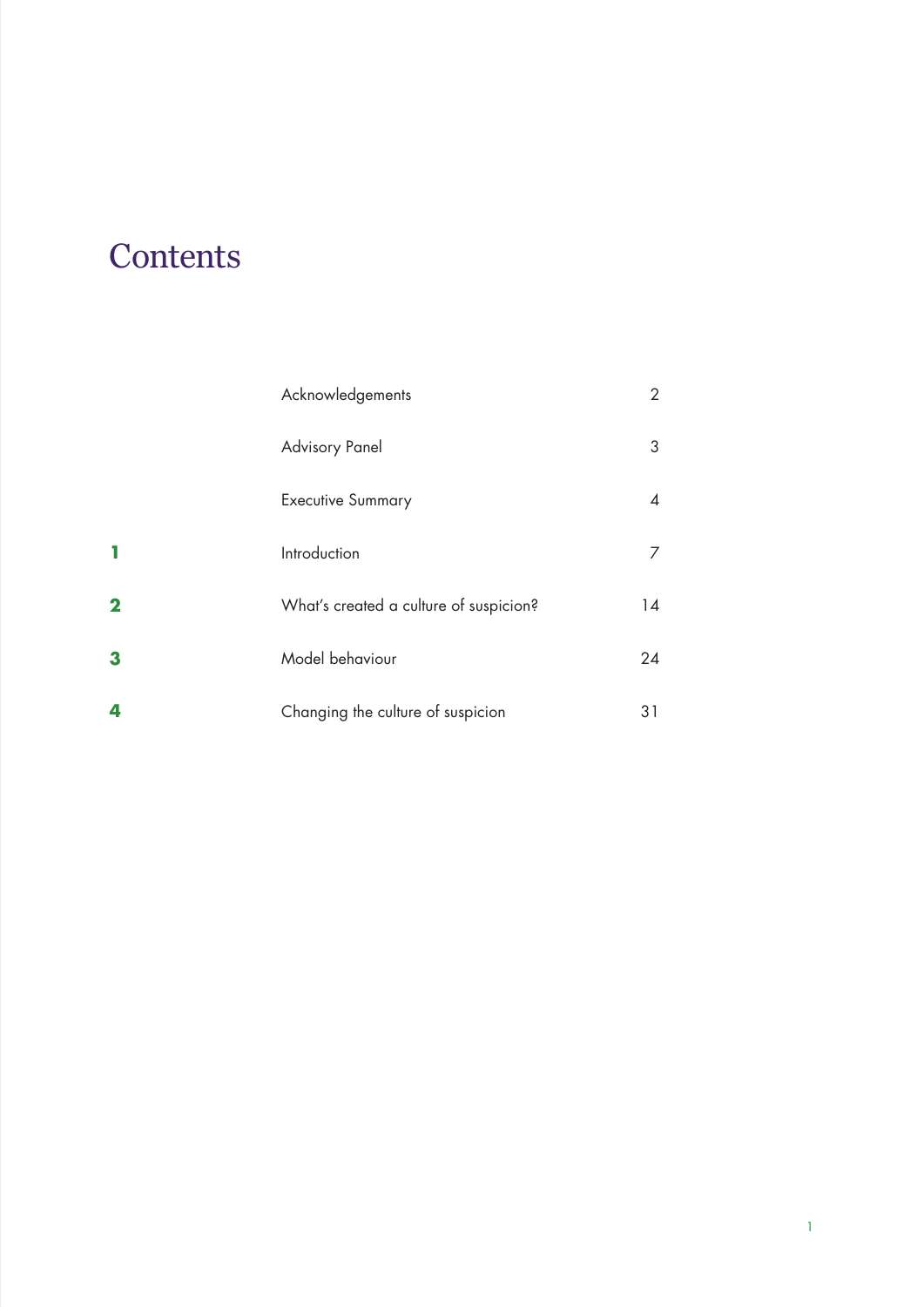# Contents

| | | |
|---|---|---|
| | Acknowledgements | 2 |
| | Advisory Panel | 3 |
| | Executive Summary | 4 |
| **1** | Introduction | 7 |
| **2** | What's created a culture of suspicion? | 14 |
| **3** | Model behaviour | 24 |
| **4** | Changing the culture of suspicion | 31 |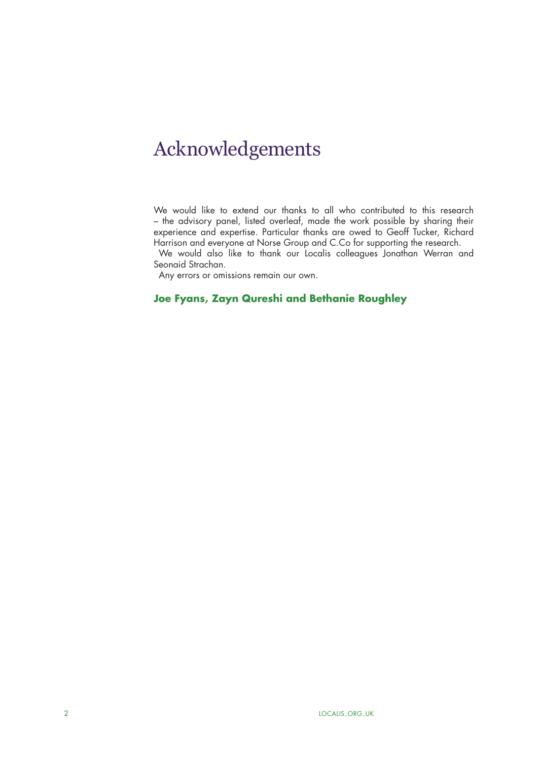# Acknowledgements

We would like to extend our thanks to all who contributed to this research – the advisory panel, listed overleaf, made the work possible by sharing their experience and expertise. Particular thanks are owed to Geoff Tucker, Richard Harrison and everyone at Norse Group and C.Co for supporting the research.

We would also like to thank our Localis colleagues Jonathan Werran and Seonaid Strachan.

Any errors or omissions remain our own.

**Joe Fyans, Zayn Qureshi and Bethanie Roughley**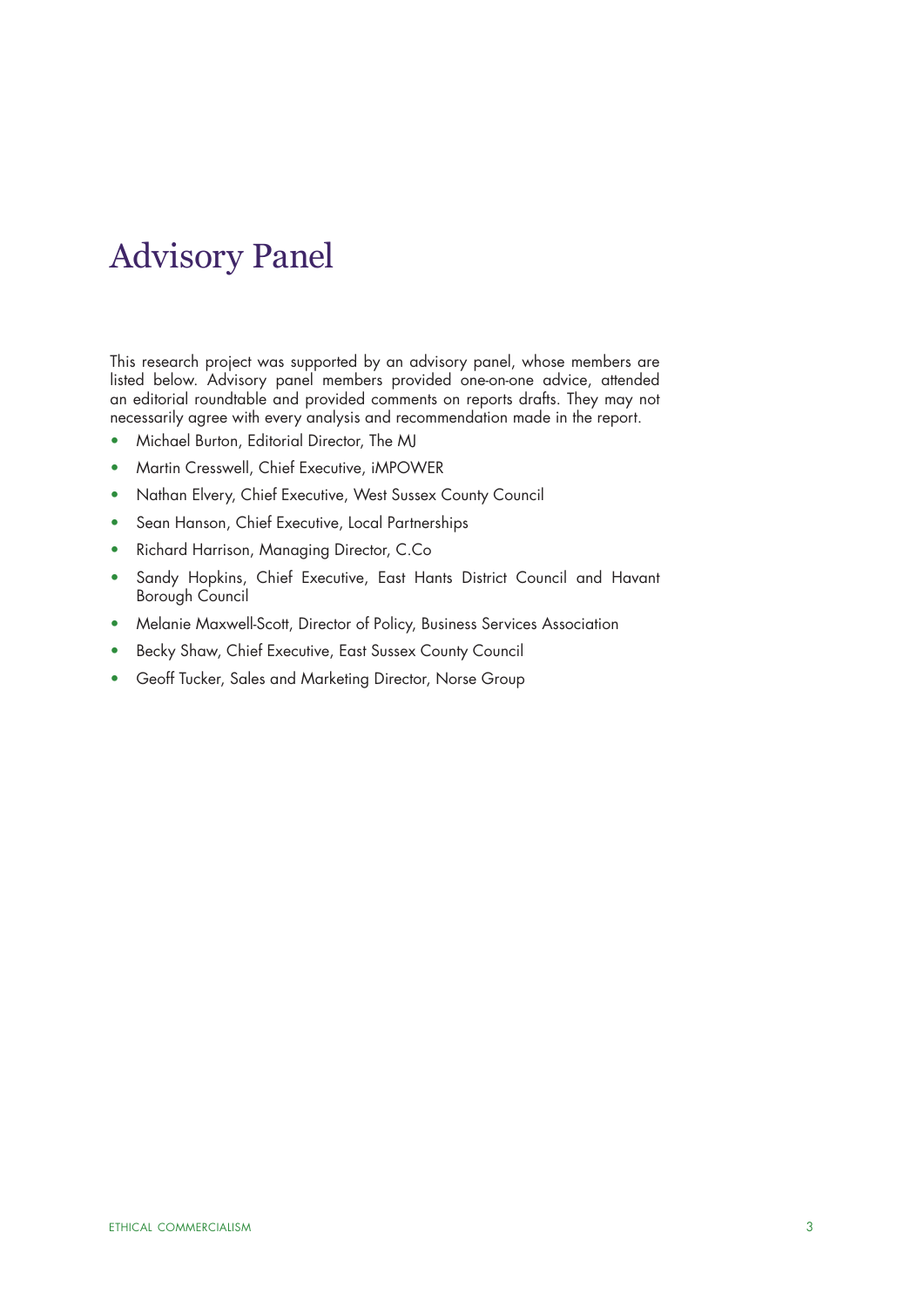# Advisory Panel

This research project was supported by an advisory panel, whose members are listed below. Advisory panel members provided one-on-one advice, attended an editorial roundtable and provided comments on reports drafts. They may not necessarily agree with every analysis and recommendation made in the report.

- Michael Burton, Editorial Director, The MJ
- Martin Cresswell, Chief Executive, iMPOWER
- Nathan Elvery, Chief Executive, West Sussex County Council
- Sean Hanson, Chief Executive, Local Partnerships
- Richard Harrison, Managing Director, C.Co
- Sandy Hopkins, Chief Executive, East Hants District Council and Havant Borough Council
- Melanie Maxwell-Scott, Director of Policy, Business Services Association
- Becky Shaw, Chief Executive, East Sussex County Council
- Geoff Tucker, Sales and Marketing Director, Norse Group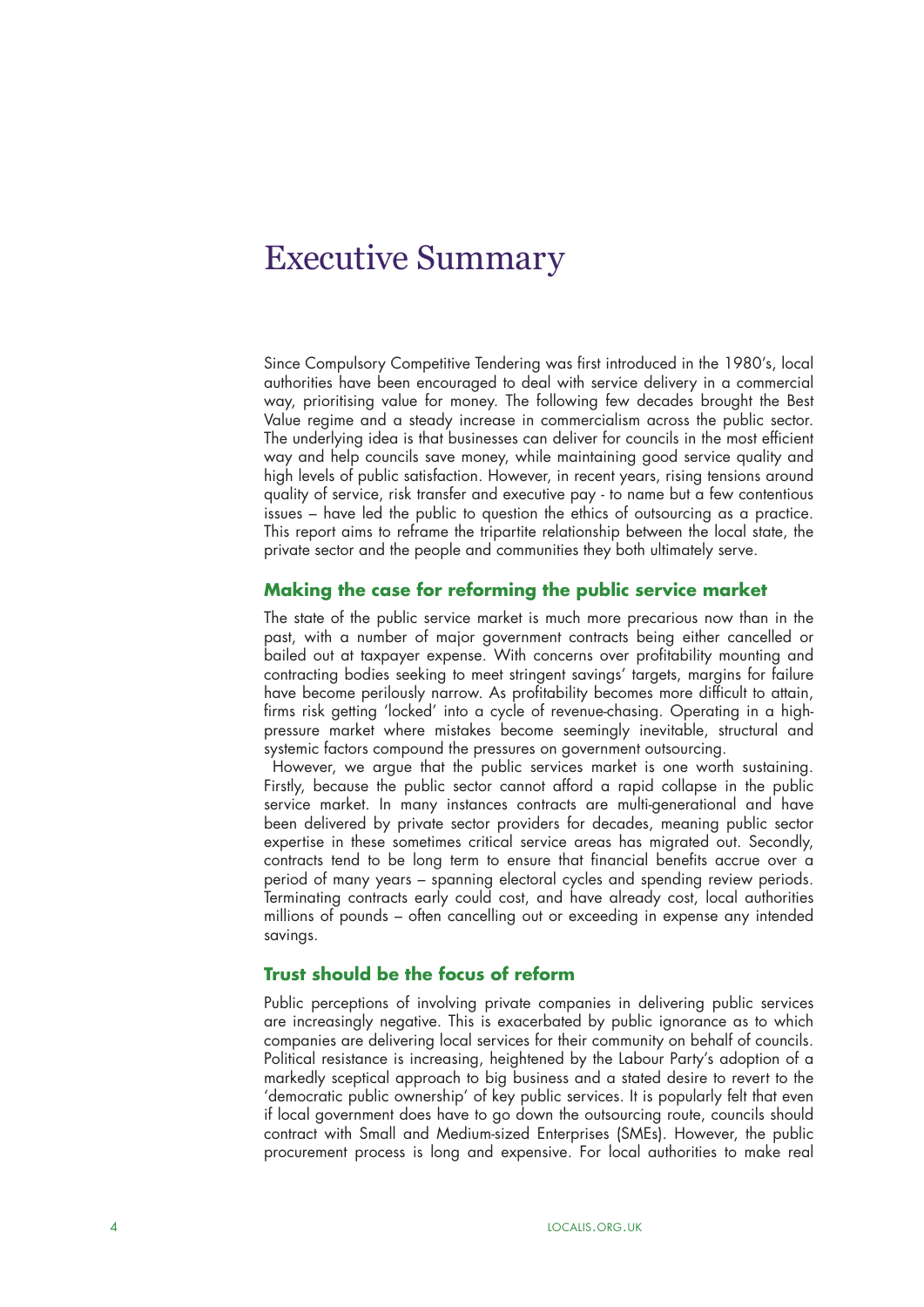# Executive Summary

Since Compulsory Competitive Tendering was first introduced in the 1980's, local authorities have been encouraged to deal with service delivery in a commercial way, prioritising value for money. The following few decades brought the Best Value regime and a steady increase in commercialism across the public sector. The underlying idea is that businesses can deliver for councils in the most efficient way and help councils save money, while maintaining good service quality and high levels of public satisfaction. However, in recent years, rising tensions around quality of service, risk transfer and executive pay - to name but a few contentious issues – have led the public to question the ethics of outsourcing as a practice. This report aims to reframe the tripartite relationship between the local state, the private sector and the people and communities they both ultimately serve.

## Making the case for reforming the public service market

The state of the public service market is much more precarious now than in the past, with a number of major government contracts being either cancelled or bailed out at taxpayer expense. With concerns over profitability mounting and contracting bodies seeking to meet stringent savings' targets, margins for failure have become perilously narrow. As profitability becomes more difficult to attain, firms risk getting 'locked' into a cycle of revenue-chasing. Operating in a high-pressure market where mistakes become seemingly inevitable, structural and systemic factors compound the pressures on government outsourcing.

However, we argue that the public services market is one worth sustaining. Firstly, because the public sector cannot afford a rapid collapse in the public service market. In many instances contracts are multi-generational and have been delivered by private sector providers for decades, meaning public sector expertise in these sometimes critical service areas has migrated out. Secondly, contracts tend to be long term to ensure that financial benefits accrue over a period of many years – spanning electoral cycles and spending review periods. Terminating contracts early could cost, and have already cost, local authorities millions of pounds – often cancelling out or exceeding in expense any intended savings.

## Trust should be the focus of reform

Public perceptions of involving private companies in delivering public services are increasingly negative. This is exacerbated by public ignorance as to which companies are delivering local services for their community on behalf of councils. Political resistance is increasing, heightened by the Labour Party's adoption of a markedly sceptical approach to big business and a stated desire to revert to the 'democratic public ownership' of key public services. It is popularly felt that even if local government does have to go down the outsourcing route, councils should contract with Small and Medium-sized Enterprises (SMEs). However, the public procurement process is long and expensive. For local authorities to make real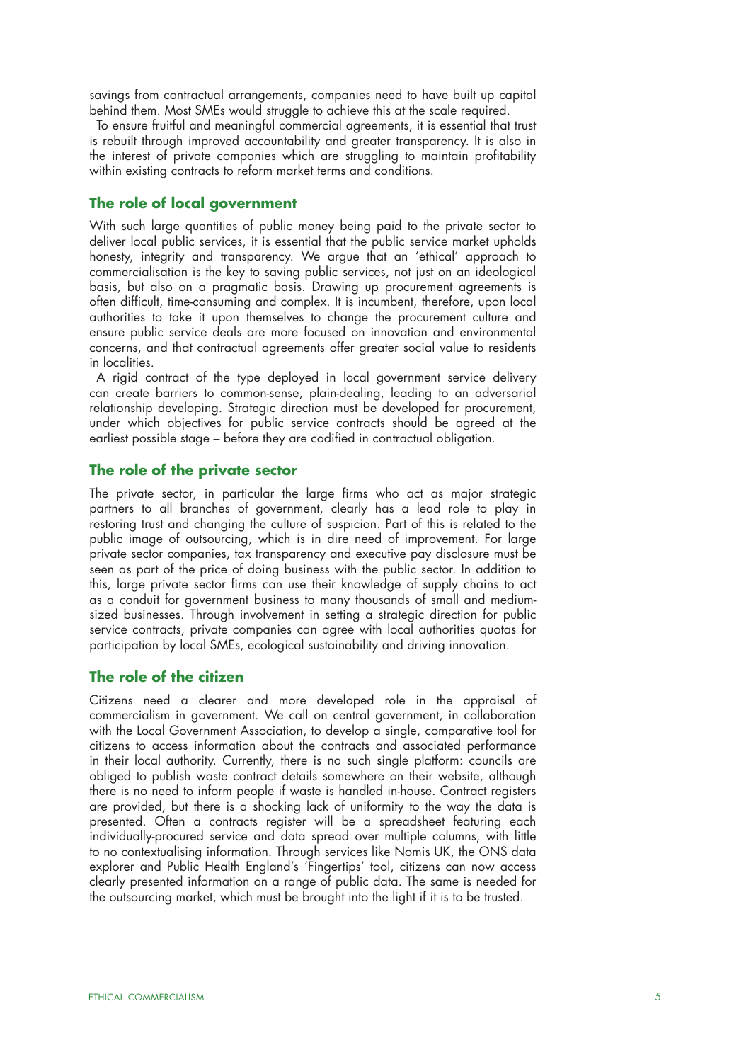savings from contractual arrangements, companies need to have built up capital behind them. Most SMEs would struggle to achieve this at the scale required.

To ensure fruitful and meaningful commercial agreements, it is essential that trust is rebuilt through improved accountability and greater transparency. It is also in the interest of private companies which are struggling to maintain profitability within existing contracts to reform market terms and conditions.

## The role of local government

With such large quantities of public money being paid to the private sector to deliver local public services, it is essential that the public service market upholds honesty, integrity and transparency. We argue that an 'ethical' approach to commercialisation is the key to saving public services, not just on an ideological basis, but also on a pragmatic basis. Drawing up procurement agreements is often difficult, time-consuming and complex. It is incumbent, therefore, upon local authorities to take it upon themselves to change the procurement culture and ensure public service deals are more focused on innovation and environmental concerns, and that contractual agreements offer greater social value to residents in localities.

A rigid contract of the type deployed in local government service delivery can create barriers to common-sense, plain-dealing, leading to an adversarial relationship developing. Strategic direction must be developed for procurement, under which objectives for public service contracts should be agreed at the earliest possible stage – before they are codified in contractual obligation.

## The role of the private sector

The private sector, in particular the large firms who act as major strategic partners to all branches of government, clearly has a lead role to play in restoring trust and changing the culture of suspicion. Part of this is related to the public image of outsourcing, which is in dire need of improvement. For large private sector companies, tax transparency and executive pay disclosure must be seen as part of the price of doing business with the public sector. In addition to this, large private sector firms can use their knowledge of supply chains to act as a conduit for government business to many thousands of small and medium-sized businesses. Through involvement in setting a strategic direction for public service contracts, private companies can agree with local authorities quotas for participation by local SMEs, ecological sustainability and driving innovation.

## The role of the citizen

Citizens need a clearer and more developed role in the appraisal of commercialism in government. We call on central government, in collaboration with the Local Government Association, to develop a single, comparative tool for citizens to access information about the contracts and associated performance in their local authority. Currently, there is no such single platform: councils are obliged to publish waste contract details somewhere on their website, although there is no need to inform people if waste is handled in-house. Contract registers are provided, but there is a shocking lack of uniformity to the way the data is presented. Often a contracts register will be a spreadsheet featuring each individually-procured service and data spread over multiple columns, with little to no contextualising information. Through services like Nomis UK, the ONS data explorer and Public Health England's 'Fingertips' tool, citizens can now access clearly presented information on a range of public data. The same is needed for the outsourcing market, which must be brought into the light if it is to be trusted.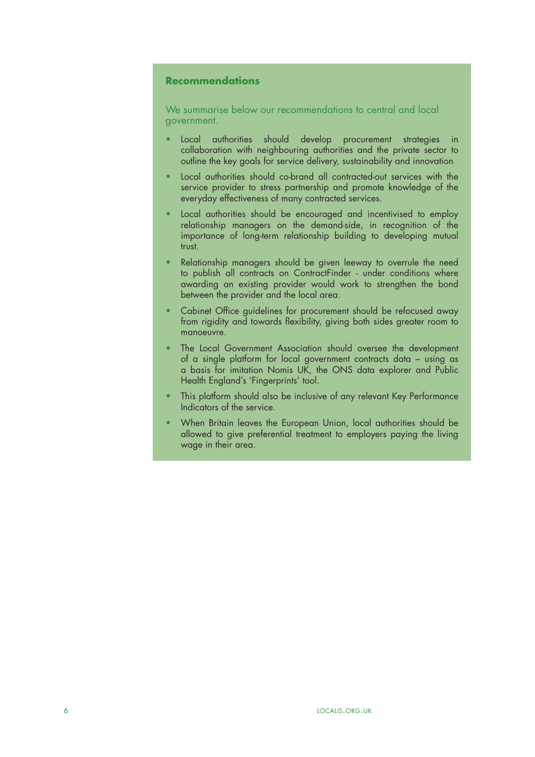## Recommendations

We summarise below our recommendations to central and local government.

- Local authorities should develop procurement strategies in collaboration with neighbouring authorities and the private sector to outline the key goals for service delivery, sustainability and innovation
- Local authorities should co-brand all contracted-out services with the service provider to stress partnership and promote knowledge of the everyday effectiveness of many contracted services.
- Local authorities should be encouraged and incentivised to employ relationship managers on the demand-side, in recognition of the importance of long-term relationship building to developing mutual trust.
- Relationship managers should be given leeway to overrule the need to publish all contracts on ContractFinder - under conditions where awarding an existing provider would work to strengthen the bond between the provider and the local area.
- Cabinet Office guidelines for procurement should be refocused away from rigidity and towards flexibility, giving both sides greater room to manoeuvre.
- The Local Government Association should oversee the development of a single platform for local government contracts data – using as a basis for imitation Nomis UK, the ONS data explorer and Public Health England's 'Fingerprints' tool.
- This platform should also be inclusive of any relevant Key Performance Indicators of the service.
- When Britain leaves the European Union, local authorities should be allowed to give preferential treatment to employers paying the living wage in their area.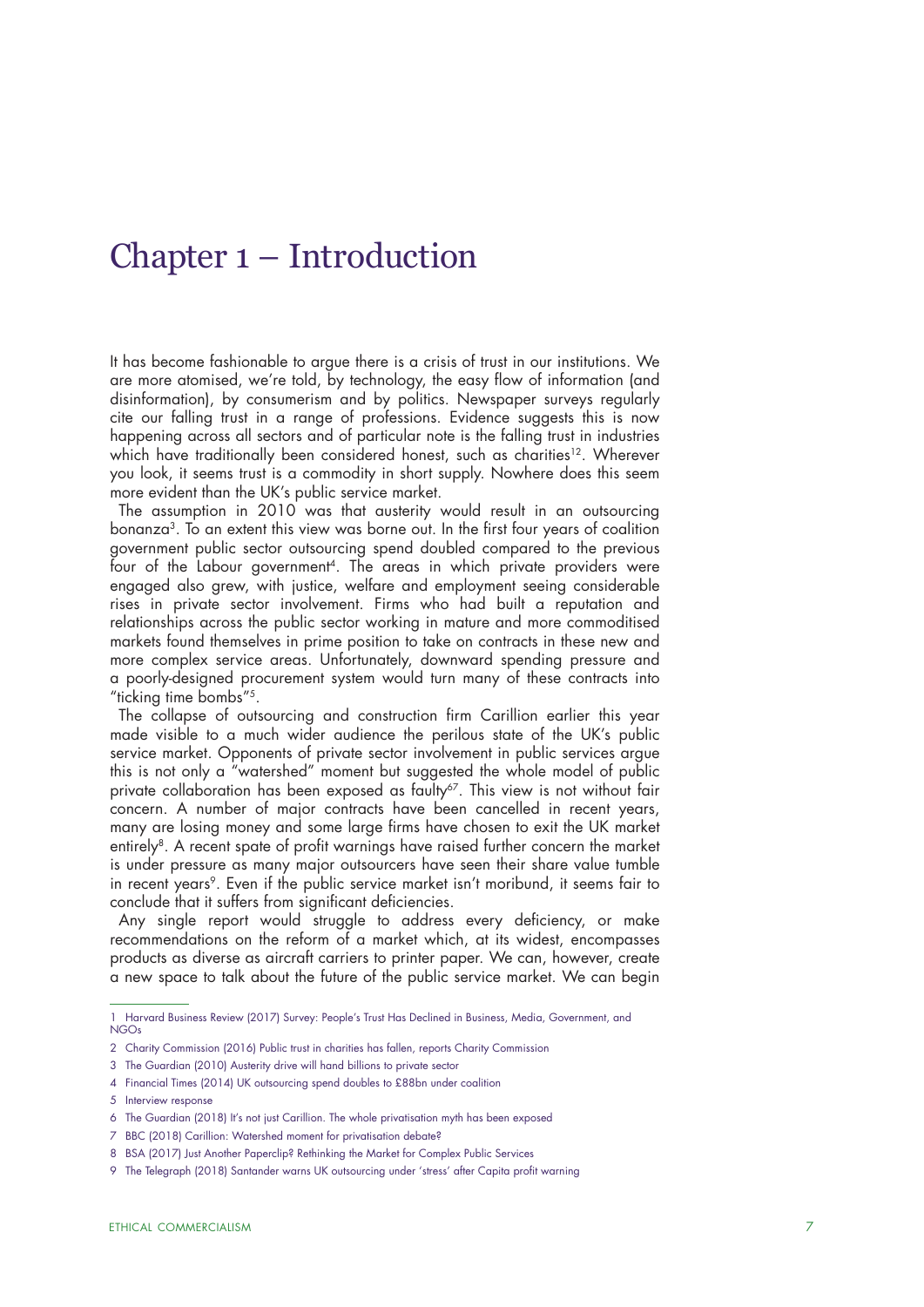# Chapter 1 – Introduction

It has become fashionable to argue there is a crisis of trust in our institutions. We are more atomised, we're told, by technology, the easy flow of information (and disinformation), by consumerism and by politics. Newspaper surveys regularly cite our falling trust in a range of professions. Evidence suggests this is now happening across all sectors and of particular note is the falling trust in industries which have traditionally been considered honest, such as charities[1,2]. Wherever you look, it seems trust is a commodity in short supply. Nowhere does this seem more evident than the UK's public service market.

The assumption in 2010 was that austerity would result in an outsourcing bonanza[3]. To an extent this view was borne out. In the first four years of coalition government public sector outsourcing spend doubled compared to the previous four of the Labour government[4]. The areas in which private providers were engaged also grew, with justice, welfare and employment seeing considerable rises in private sector involvement. Firms who had built a reputation and relationships across the public sector working in mature and more commoditised markets found themselves in prime position to take on contracts in these new and more complex service areas. Unfortunately, downward spending pressure and a poorly-designed procurement system would turn many of these contracts into "ticking time bombs"[5].

The collapse of outsourcing and construction firm Carillion earlier this year made visible to a much wider audience the perilous state of the UK's public service market. Opponents of private sector involvement in public services argue this is not only a "watershed" moment but suggested the whole model of public private collaboration has been exposed as faulty[6,7]. This view is not without fair concern. A number of major contracts have been cancelled in recent years, many are losing money and some large firms have chosen to exit the UK market entirely[8]. A recent spate of profit warnings have raised further concern the market is under pressure as many major outsourcers have seen their share value tumble in recent years[9]. Even if the public service market isn't moribund, it seems fair to conclude that it suffers from significant deficiencies.

Any single report would struggle to address every deficiency, or make recommendations on the reform of a market which, at its widest, encompasses products as diverse as aircraft carriers to printer paper. We can, however, create a new space to talk about the future of the public service market. We can begin

---

1 Harvard Business Review (2017) Survey: People's Trust Has Declined in Business, Media, Government, and NGOs

2 Charity Commission (2016) Public trust in charities has fallen, reports Charity Commission

3 The Guardian (2010) Austerity drive will hand billions to private sector

4 Financial Times (2014) UK outsourcing spend doubles to £88bn under coalition

5 Interview response

6 The Guardian (2018) It's not just Carillion. The whole privatisation myth has been exposed

7 BBC (2018) Carillion: Watershed moment for privatisation debate?

8 BSA (2017) Just Another Paperclip? Rethinking the Market for Complex Public Services

9 The Telegraph (2018) Santander warns UK outsourcing under 'stress' after Capita profit warning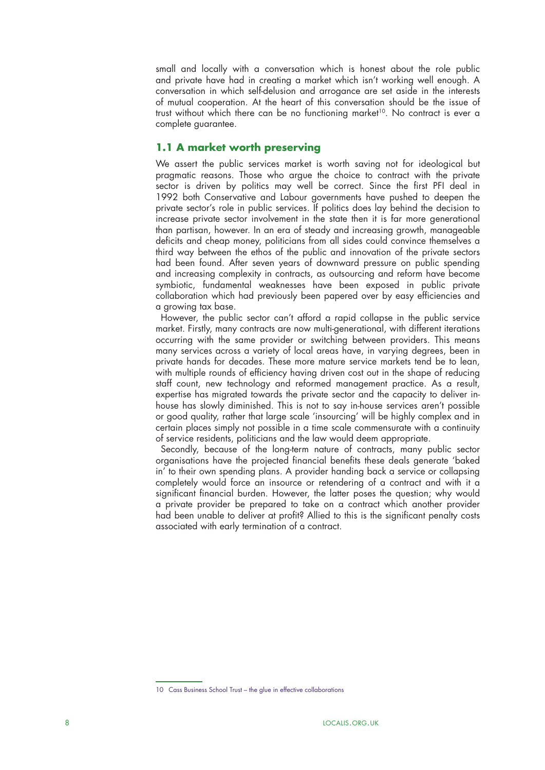small and locally with a conversation which is honest about the role public and private have had in creating a market which isn't working well enough. A conversation in which self-delusion and arrogance are set aside in the interests of mutual cooperation. At the heart of this conversation should be the issue of trust without which there can be no functioning market[10]. No contract is ever a complete guarantee.

## 1.1 A market worth preserving

We assert the public services market is worth saving not for ideological but pragmatic reasons. Those who argue the choice to contract with the private sector is driven by politics may well be correct. Since the first PFI deal in 1992 both Conservative and Labour governments have pushed to deepen the private sector's role in public services. If politics does lay behind the decision to increase private sector involvement in the state then it is far more generational than partisan, however. In an era of steady and increasing growth, manageable deficits and cheap money, politicians from all sides could convince themselves a third way between the ethos of the public and innovation of the private sectors had been found. After seven years of downward pressure on public spending and increasing complexity in contracts, as outsourcing and reform have become symbiotic, fundamental weaknesses have been exposed in public private collaboration which had previously been papered over by easy efficiencies and a growing tax base.

However, the public sector can't afford a rapid collapse in the public service market. Firstly, many contracts are now multi-generational, with different iterations occurring with the same provider or switching between providers. This means many services across a variety of local areas have, in varying degrees, been in private hands for decades. These more mature service markets tend be to lean, with multiple rounds of efficiency having driven cost out in the shape of reducing staff count, new technology and reformed management practice. As a result, expertise has migrated towards the private sector and the capacity to deliver in-house has slowly diminished. This is not to say in-house services aren't possible or good quality, rather that large scale 'insourcing' will be highly complex and in certain places simply not possible in a time scale commensurate with a continuity of service residents, politicians and the law would deem appropriate.

Secondly, because of the long-term nature of contracts, many public sector organisations have the projected financial benefits these deals generate 'baked in' to their own spending plans. A provider handing back a service or collapsing completely would force an insource or retendering of a contract and with it a significant financial burden. However, the latter poses the question; why would a private provider be prepared to take on a contract which another provider had been unable to deliver at profit? Allied to this is the significant penalty costs associated with early termination of a contract.

10 Cass Business School Trust – the glue in effective collaborations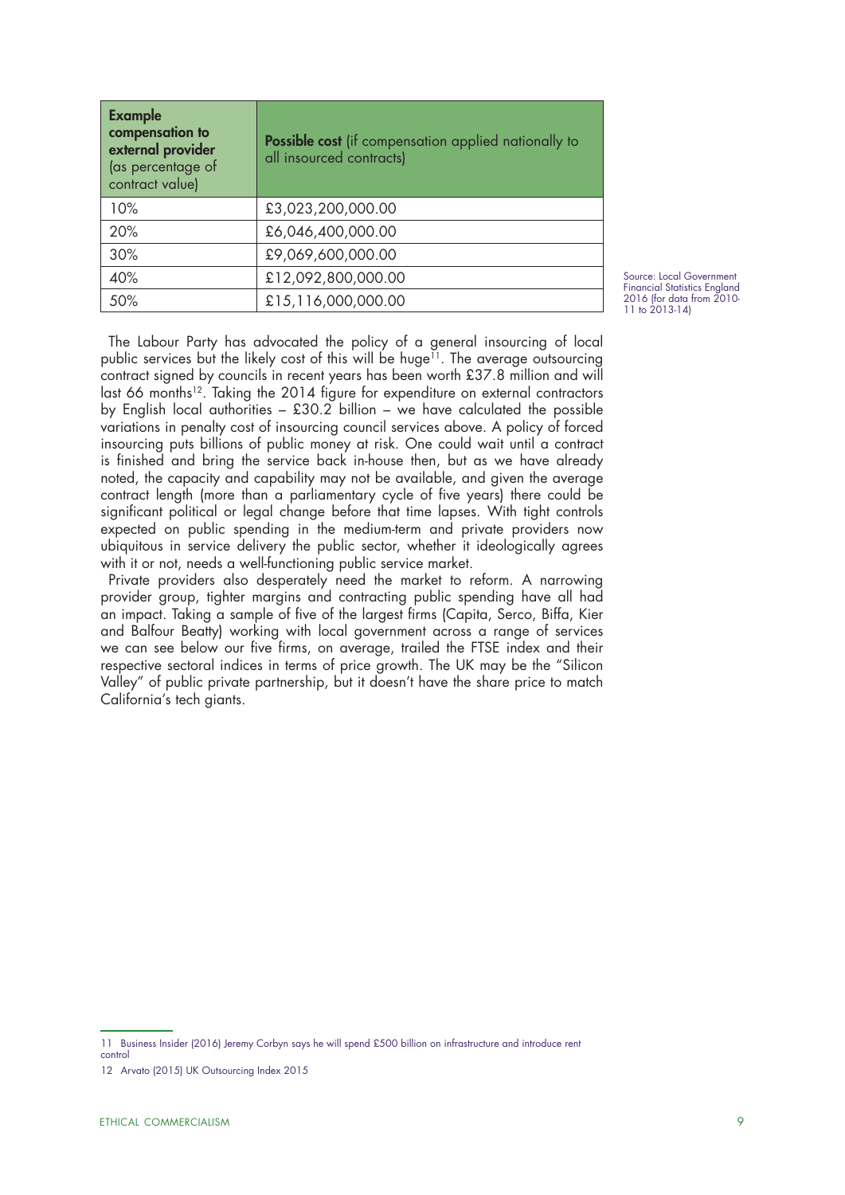| **Example compensation to external provider** (as percentage of contract value) | **Possible cost** (if compensation applied nationally to all insourced contracts) |
|---|---|
| 10% | £3,023,200,000.00 |
| 20% | £6,046,400,000.00 |
| 30% | £9,069,600,000.00 |
| 40% | £12,092,800,000.00 |
| 50% | £15,116,000,000.00 |

Source: Local Government Financial Statistics England 2016 (for data from 2010-11 to 2013-14)

The Labour Party has advocated the policy of a general insourcing of local public services but the likely cost of this will be huge[11]. The average outsourcing contract signed by councils in recent years has been worth £37.8 million and will last 66 months[12]. Taking the 2014 figure for expenditure on external contractors by English local authorities – £30.2 billion – we have calculated the possible variations in penalty cost of insourcing council services above. A policy of forced insourcing puts billions of public money at risk. One could wait until a contract is finished and bring the service back in-house then, but as we have already noted, the capacity and capability may not be available, and given the average contract length (more than a parliamentary cycle of five years) there could be significant political or legal change before that time lapses. With tight controls expected on public spending in the medium-term and private providers now ubiquitous in service delivery the public sector, whether it ideologically agrees with it or not, needs a well-functioning public service market.

Private providers also desperately need the market to reform. A narrowing provider group, tighter margins and contracting public spending have all had an impact. Taking a sample of five of the largest firms (Capita, Serco, Biffa, Kier and Balfour Beatty) working with local government across a range of services we can see below our five firms, on average, trailed the FTSE index and their respective sectoral indices in terms of price growth. The UK may be the "Silicon Valley" of public private partnership, but it doesn't have the share price to match California's tech giants.

11 Business Insider (2016) Jeremy Corbyn says he will spend £500 billion on infrastructure and introduce rent control

12 Arvato (2015) UK Outsourcing Index 2015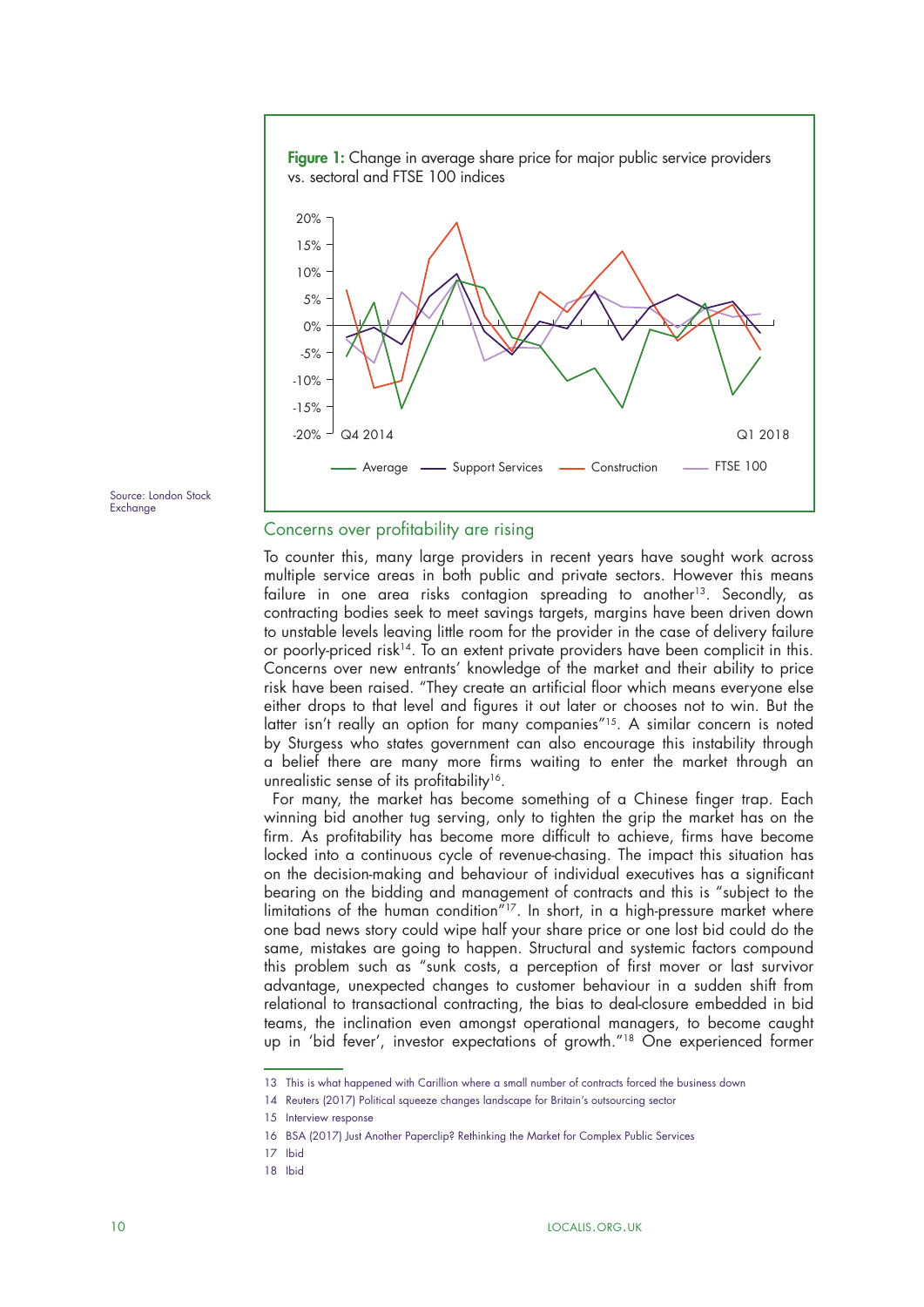**Figure 1:** Change in average share price for major public service providers vs. sectoral and FTSE 100 indices

Source: London Stock Exchange

## Concerns over profitability are rising

To counter this, many large providers in recent years have sought work across multiple service areas in both public and private sectors. However this means failure in one area risks contagion spreading to another[13]. Secondly, as contracting bodies seek to meet savings targets, margins have been driven down to unstable levels leaving little room for the provider in the case of delivery failure or poorly-priced risk[14]. To an extent private providers have been complicit in this. Concerns over new entrants' knowledge of the market and their ability to price risk have been raised. "They create an artificial floor which means everyone else either drops to that level and figures it out later or chooses not to win. But the latter isn't really an option for many companies"[15]. A similar concern is noted by Sturgess who states government can also encourage this instability through a belief there are many more firms waiting to enter the market through an unrealistic sense of its profitability[16].

For many, the market has become something of a Chinese finger trap. Each winning bid another tug serving, only to tighten the grip the market has on the firm. As profitability has become more difficult to achieve, firms have become locked into a continuous cycle of revenue-chasing. The impact this situation has on the decision-making and behaviour of individual executives has a significant bearing on the bidding and management of contracts and this is "subject to the limitations of the human condition"[17]. In short, in a high-pressure market where one bad news story could wipe half your share price or one lost bid could do the same, mistakes are going to happen. Structural and systemic factors compound this problem such as "sunk costs, a perception of first mover or last survivor advantage, unexpected changes to customer behaviour in a sudden shift from relational to transactional contracting, the bias to deal-closure embedded in bid teams, the inclination even amongst operational managers, to become caught up in 'bid fever', investor expectations of growth."[18] One experienced former

13 This is what happened with Carillion where a small number of contracts forced the business down

14 Reuters (2017) Political squeeze changes landscape for Britain's outsourcing sector

15 Interview response

16 BSA (2017) Just Another Paperclip? Rethinking the Market for Complex Public Services

17 Ibid

18 Ibid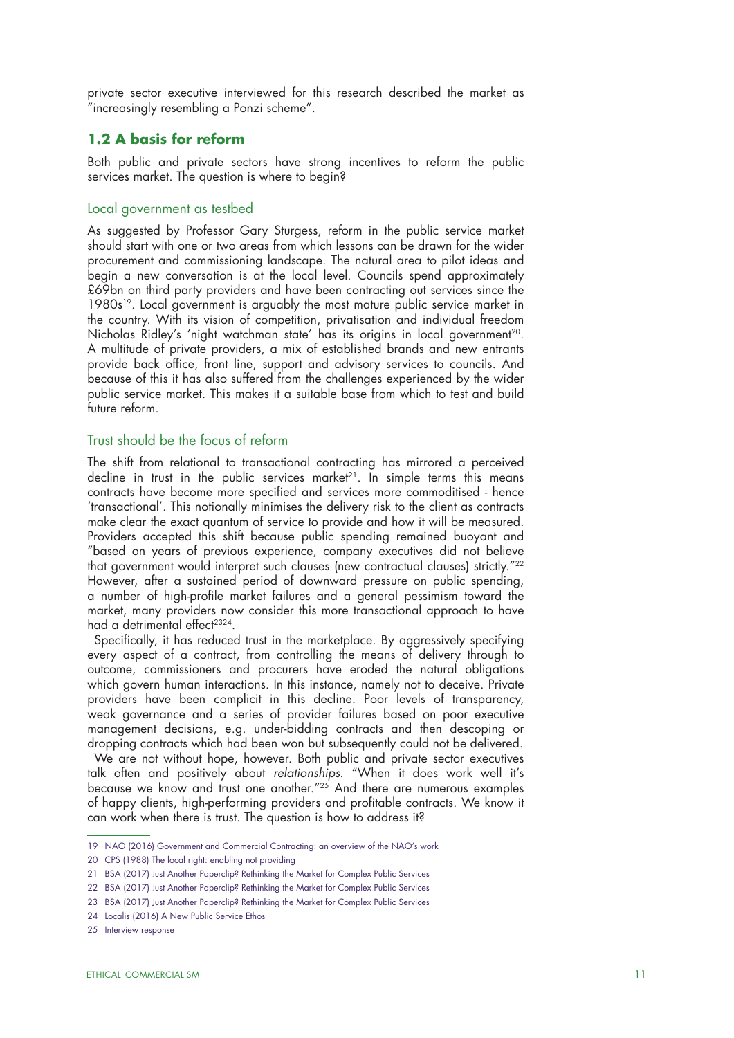private sector executive interviewed for this research described the market as "increasingly resembling a Ponzi scheme".

## 1.2 A basis for reform

Both public and private sectors have strong incentives to reform the public services market. The question is where to begin?

### Local government as testbed

As suggested by Professor Gary Sturgess, reform in the public service market should start with one or two areas from which lessons can be drawn for the wider procurement and commissioning landscape. The natural area to pilot ideas and begin a new conversation is at the local level. Councils spend approximately £69bn on third party providers and have been contracting out services since the 1980s[19]. Local government is arguably the most mature public service market in the country. With its vision of competition, privatisation and individual freedom Nicholas Ridley's 'night watchman state' has its origins in local government[20]. A multitude of private providers, a mix of established brands and new entrants provide back office, front line, support and advisory services to councils. And because of this it has also suffered from the challenges experienced by the wider public service market. This makes it a suitable base from which to test and build future reform.

### Trust should be the focus of reform

The shift from relational to transactional contracting has mirrored a perceived decline in trust in the public services market[21]. In simple terms this means contracts have become more specified and services more commoditised - hence 'transactional'. This notionally minimises the delivery risk to the client as contracts make clear the exact quantum of service to provide and how it will be measured. Providers accepted this shift because public spending remained buoyant and "based on years of previous experience, company executives did not believe that government would interpret such clauses (new contractual clauses) strictly."[22] However, after a sustained period of downward pressure on public spending, a number of high-profile market failures and a general pessimism toward the market, many providers now consider this more transactional approach to have had a detrimental effect[23][24].

Specifically, it has reduced trust in the marketplace. By aggressively specifying every aspect of a contract, from controlling the means of delivery through to outcome, commissioners and procurers have eroded the natural obligations which govern human interactions. In this instance, namely not to deceive. Private providers have been complicit in this decline. Poor levels of transparency, weak governance and a series of provider failures based on poor executive management decisions, e.g. under-bidding contracts and then descoping or dropping contracts which had been won but subsequently could not be delivered.

We are not without hope, however. Both public and private sector executives talk often and positively about *relationships*. "When it does work well it's because we know and trust one another."[25] And there are numerous examples of happy clients, high-performing providers and profitable contracts. We know it can work when there is trust. The question is how to address it?

---

19 NAO (2016) Government and Commercial Contracting: an overview of the NAO's work

20 CPS (1988) The local right: enabling not providing

21 BSA (2017) Just Another Paperclip? Rethinking the Market for Complex Public Services

22 BSA (2017) Just Another Paperclip? Rethinking the Market for Complex Public Services

23 BSA (2017) Just Another Paperclip? Rethinking the Market for Complex Public Services

24 Localis (2016) A New Public Service Ethos

25 Interview response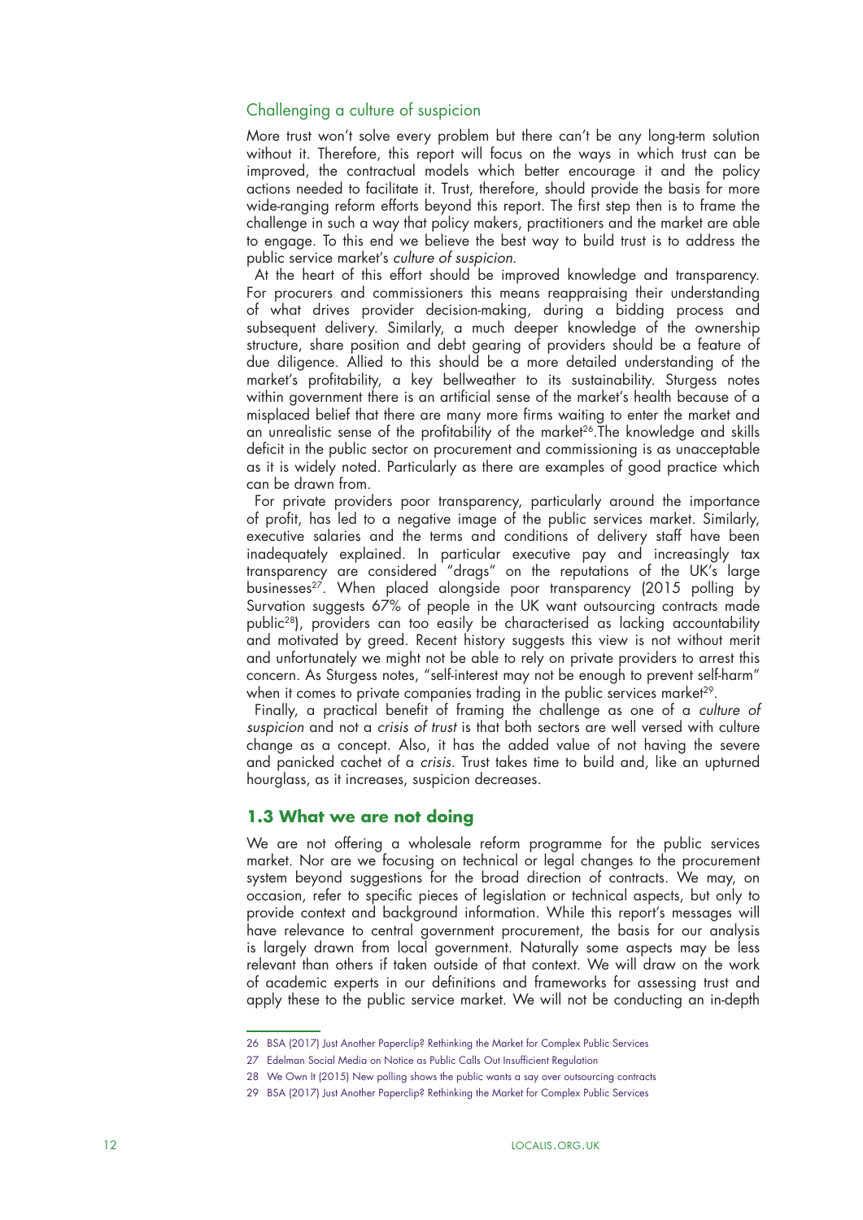### Challenging a culture of suspicion

More trust won't solve every problem but there can't be any long-term solution without it. Therefore, this report will focus on the ways in which trust can be improved, the contractual models which better encourage it and the policy actions needed to facilitate it. Trust, therefore, should provide the basis for more wide-ranging reform efforts beyond this report. The first step then is to frame the challenge in such a way that policy makers, practitioners and the market are able to engage. To this end we believe the best way to build trust is to address the public service market's *culture of suspicion*.

At the heart of this effort should be improved knowledge and transparency. For procurers and commissioners this means reappraising their understanding of what drives provider decision-making, during a bidding process and subsequent delivery. Similarly, a much deeper knowledge of the ownership structure, share position and debt gearing of providers should be a feature of due diligence. Allied to this should be a more detailed understanding of the market's profitability, a key bellweather to its sustainability. Sturgess notes within government there is an artificial sense of the market's health because of a misplaced belief that there are many more firms waiting to enter the market and an unrealistic sense of the profitability of the market[26].The knowledge and skills deficit in the public sector on procurement and commissioning is as unacceptable as it is widely noted. Particularly as there are examples of good practice which can be drawn from.

For private providers poor transparency, particularly around the importance of profit, has led to a negative image of the public services market. Similarly, executive salaries and the terms and conditions of delivery staff have been inadequately explained. In particular executive pay and increasingly tax transparency are considered "drags" on the reputations of the UK's large businesses[27]. When placed alongside poor transparency (2015 polling by Survation suggests 67% of people in the UK want outsourcing contracts made public[28]), providers can too easily be characterised as lacking accountability and motivated by greed. Recent history suggests this view is not without merit and unfortunately we might not be able to rely on private providers to arrest this concern. As Sturgess notes, "self-interest may not be enough to prevent self-harm" when it comes to private companies trading in the public services market[29].

Finally, a practical benefit of framing the challenge as one of a *culture of suspicion* and not a *crisis of trust* is that both sectors are well versed with culture change as a concept. Also, it has the added value of not having the severe and panicked cachet of a *crisis*. Trust takes time to build and, like an upturned hourglass, as it increases, suspicion decreases.

## 1.3 What we are not doing

We are not offering a wholesale reform programme for the public services market. Nor are we focusing on technical or legal changes to the procurement system beyond suggestions for the broad direction of contracts. We may, on occasion, refer to specific pieces of legislation or technical aspects, but only to provide context and background information. While this report's messages will have relevance to central government procurement, the basis for our analysis is largely drawn from local government. Naturally some aspects may be less relevant than others if taken outside of that context. We will draw on the work of academic experts in our definitions and frameworks for assessing trust and apply these to the public service market. We will not be conducting an in-depth

---

26 BSA (2017) Just Another Paperclip? Rethinking the Market for Complex Public Services

27 Edelman Social Media on Notice as Public Calls Out Insufficient Regulation

28 We Own It (2015) New polling shows the public wants a say over outsourcing contracts

29 BSA (2017) Just Another Paperclip? Rethinking the Market for Complex Public Services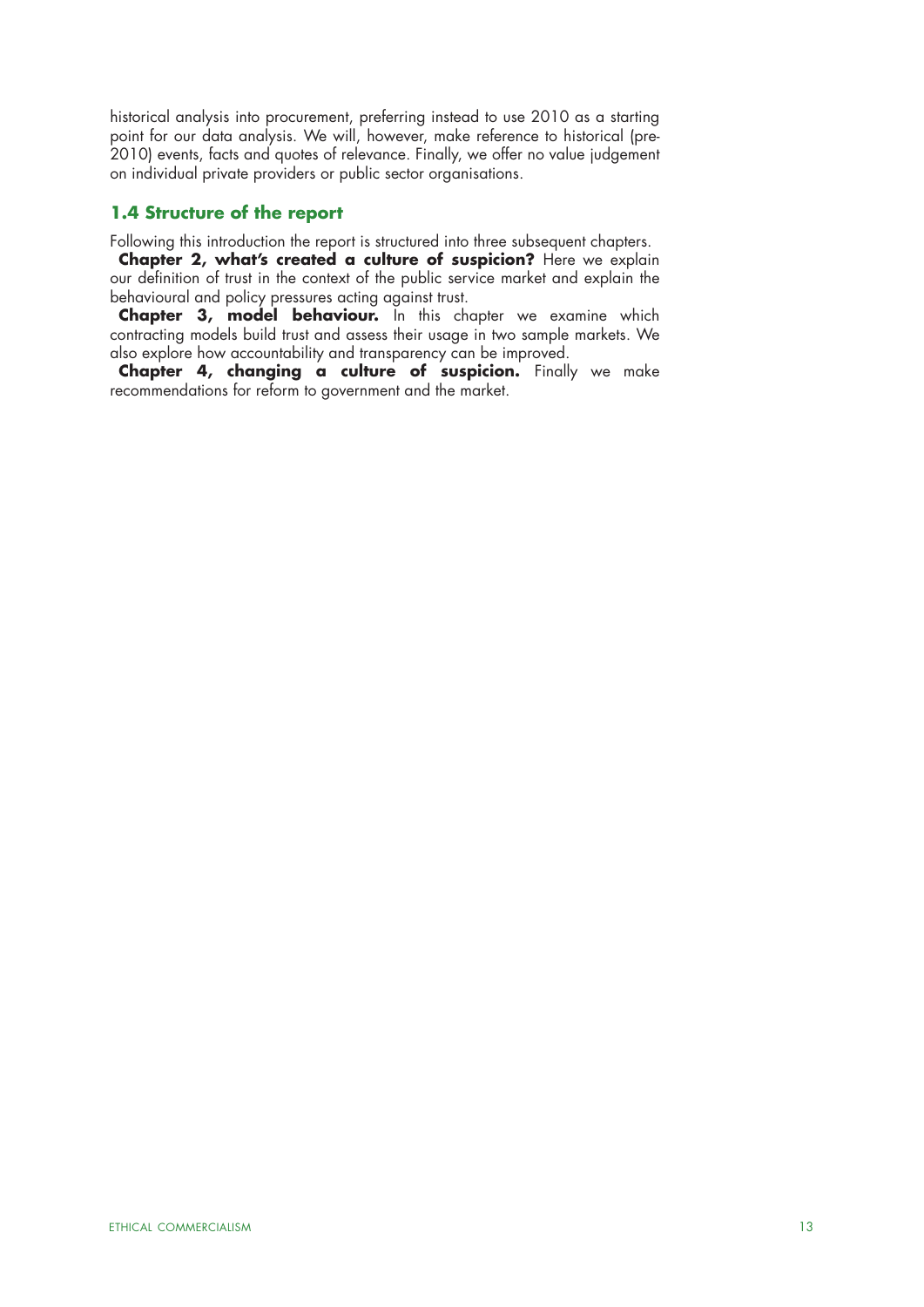historical analysis into procurement, preferring instead to use 2010 as a starting point for our data analysis. We will, however, make reference to historical (pre-2010) events, facts and quotes of relevance. Finally, we offer no value judgement on individual private providers or public sector organisations.

### 1.4 Structure of the report

Following this introduction the report is structured into three subsequent chapters.

**Chapter 2, what's created a culture of suspicion?** Here we explain our definition of trust in the context of the public service market and explain the behavioural and policy pressures acting against trust.

**Chapter 3, model behaviour.** In this chapter we examine which contracting models build trust and assess their usage in two sample markets. We also explore how accountability and transparency can be improved.

**Chapter 4, changing a culture of suspicion.** Finally we make recommendations for reform to government and the market.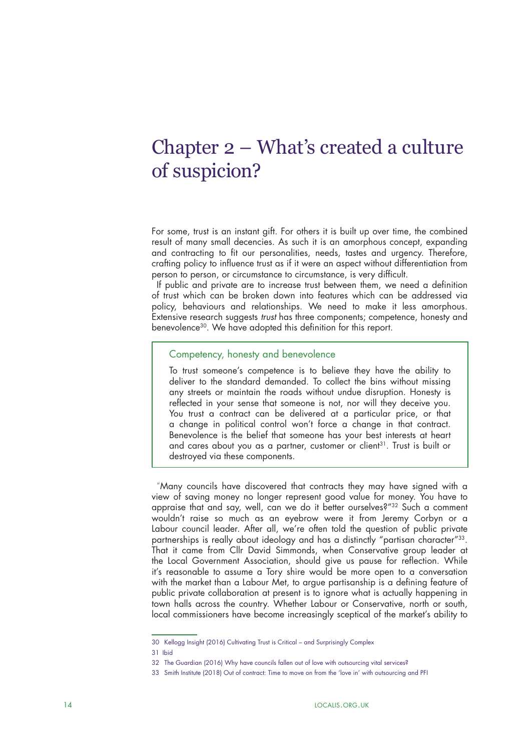# Chapter 2 – What's created a culture of suspicion?

For some, trust is an instant gift. For others it is built up over time, the combined result of many small decencies. As such it is an amorphous concept, expanding and contracting to fit our personalities, needs, tastes and urgency. Therefore, crafting policy to influence trust as if it were an aspect without differentiation from person to person, or circumstance to circumstance, is very difficult.

If public and private are to increase trust between them, we need a definition of trust which can be broken down into features which can be addressed via policy, behaviours and relationships. We need to make it less amorphous. Extensive research suggests *trust* has three components; competence, honesty and benevolence[30]. We have adopted this definition for this report.

> **Competency, honesty and benevolence**
>
> To trust someone's competence is to believe they have the ability to deliver to the standard demanded. To collect the bins without missing any streets or maintain the roads without undue disruption. Honesty is reflected in your sense that someone is not, nor will they deceive you. You trust a contract can be delivered at a particular price, or that a change in political control won't force a change in that contract. Benevolence is the belief that someone has your best interests at heart and cares about you as a partner, customer or client[31]. Trust is built or destroyed via these components.

"Many councils have discovered that contracts they may have signed with a view of saving money no longer represent good value for money. You have to appraise that and say, well, can we do it better ourselves?"[32] Such a comment wouldn't raise so much as an eyebrow were it from Jeremy Corbyn or a Labour council leader. After all, we're often told the question of public private partnerships is really about ideology and has a distinctly "partisan character"[33]. That it came from Cllr David Simmonds, when Conservative group leader at the Local Government Association, should give us pause for reflection. While it's reasonable to assume a Tory shire would be more open to a conversation with the market than a Labour Met, to argue partisanship is a defining feature of public private collaboration at present is to ignore what is actually happening in town halls across the country. Whether Labour or Conservative, north or south, local commissioners have become increasingly sceptical of the market's ability to

---

30 Kellogg Insight (2016) Cultivating Trust is Critical – and Surprisingly Complex

31 Ibid

32 The Guardian (2016) Why have councils fallen out of love with outsourcing vital services?

33 Smith Institute (2018) Out of contract: Time to move on from the 'love in' with outsourcing and PFI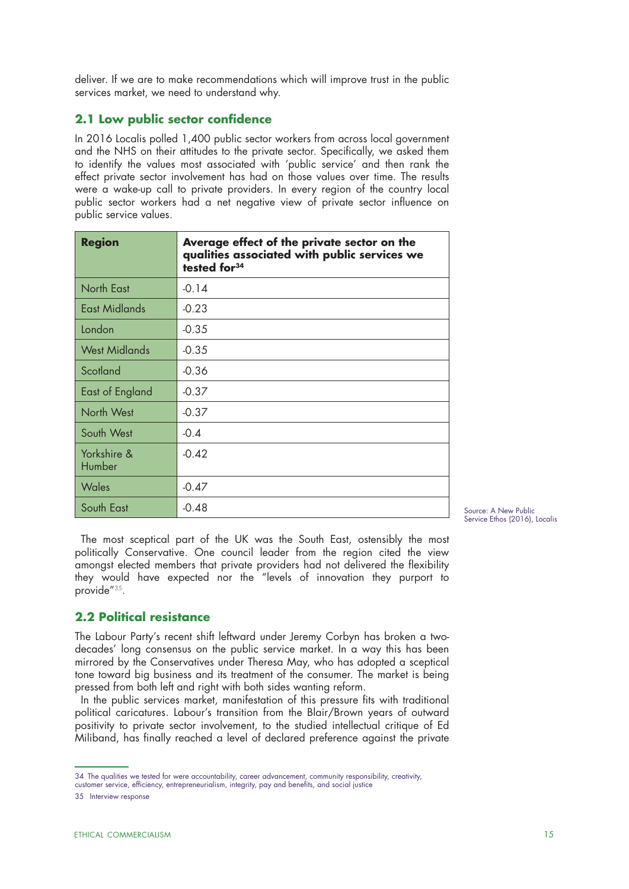deliver. If we are to make recommendations which will improve trust in the public services market, we need to understand why.

## 2.1 Low public sector confidence

In 2016 Localis polled 1,400 public sector workers from across local government and the NHS on their attitudes to the private sector. Specifically, we asked them to identify the values most associated with 'public service' and then rank the effect private sector involvement has had on those values over time. The results were a wake-up call to private providers. In every region of the country local public sector workers had a net negative view of private sector influence on public service values.

| Region | Average effect of the private sector on the qualities associated with public services we tested for[34] |
|---|---|
| North East | -0.14 |
| East Midlands | -0.23 |
| London | -0.35 |
| West Midlands | -0.35 |
| Scotland | -0.36 |
| East of England | -0.37 |
| North West | -0.37 |
| South West | -0.4 |
| Yorkshire & Humber | -0.42 |
| Wales | -0.47 |
| South East | -0.48 |

Source: A New Public Service Ethos (2016), Localis

The most sceptical part of the UK was the South East, ostensibly the most politically Conservative. One council leader from the region cited the view amongst elected members that private providers had not delivered the flexibility they would have expected nor the "levels of innovation they purport to provide"[35].

## 2.2 Political resistance

The Labour Party's recent shift leftward under Jeremy Corbyn has broken a two-decades' long consensus on the public service market. In a way this has been mirrored by the Conservatives under Theresa May, who has adopted a sceptical tone toward big business and its treatment of the consumer. The market is being pressed from both left and right with both sides wanting reform.

In the public services market, manifestation of this pressure fits with traditional political caricatures. Labour's transition from the Blair/Brown years of outward positivity to private sector involvement, to the studied intellectual critique of Ed Miliband, has finally reached a level of declared preference against the private

34 The qualities we tested for were accountability, career advancement, community responsibility, creativity, customer service, efficiency, entrepreneurialism, integrity, pay and benefits, and social justice

35 Interview response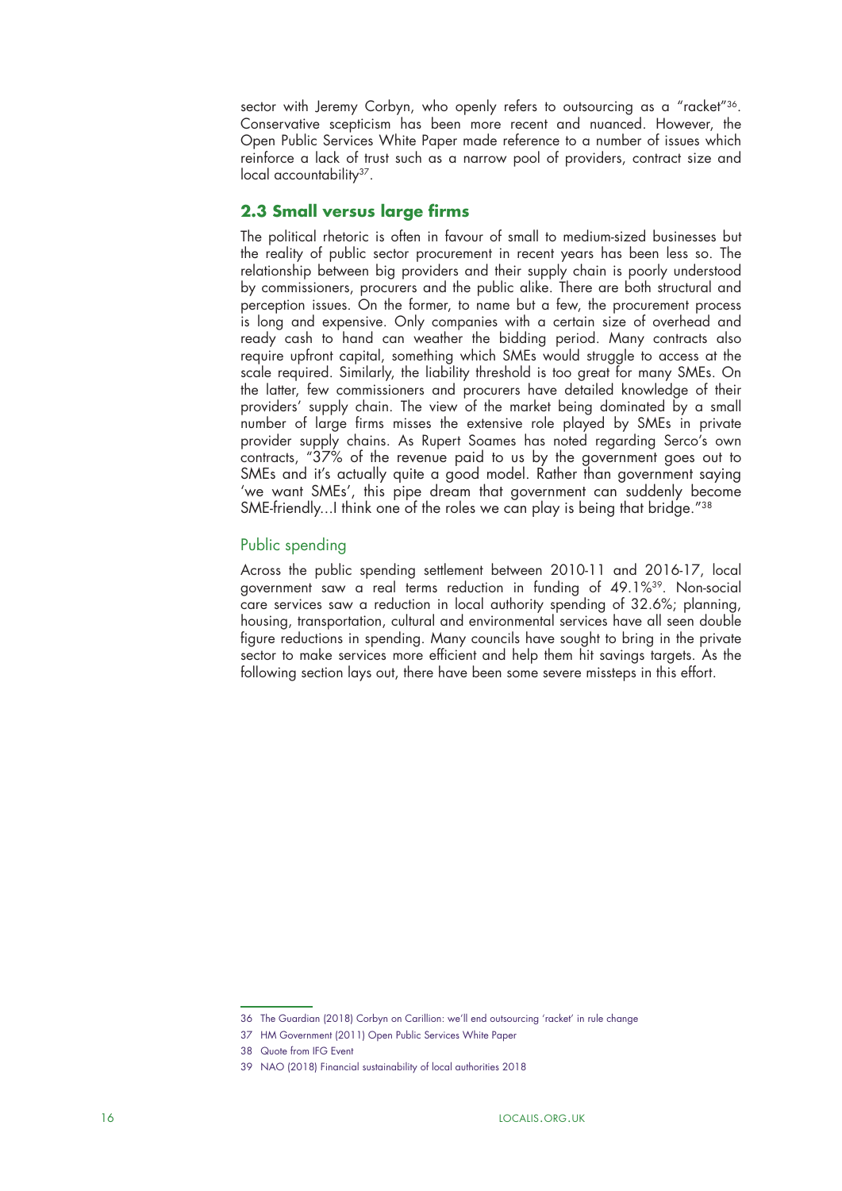sector with Jeremy Corbyn, who openly refers to outsourcing as a "racket"[36]. Conservative scepticism has been more recent and nuanced. However, the Open Public Services White Paper made reference to a number of issues which reinforce a lack of trust such as a narrow pool of providers, contract size and local accountability[37].

## 2.3 Small versus large firms

The political rhetoric is often in favour of small to medium-sized businesses but the reality of public sector procurement in recent years has been less so. The relationship between big providers and their supply chain is poorly understood by commissioners, procurers and the public alike. There are both structural and perception issues. On the former, to name but a few, the procurement process is long and expensive. Only companies with a certain size of overhead and ready cash to hand can weather the bidding period. Many contracts also require upfront capital, something which SMEs would struggle to access at the scale required. Similarly, the liability threshold is too great for many SMEs. On the latter, few commissioners and procurers have detailed knowledge of their providers' supply chain. The view of the market being dominated by a small number of large firms misses the extensive role played by SMEs in private provider supply chains. As Rupert Soames has noted regarding Serco's own contracts, "37% of the revenue paid to us by the government goes out to SMEs and it's actually quite a good model. Rather than government saying 'we want SMEs', this pipe dream that government can suddenly become SME-friendly...I think one of the roles we can play is being that bridge."[38]

### Public spending

Across the public spending settlement between 2010-11 and 2016-17, local government saw a real terms reduction in funding of 49.1%[39]. Non-social care services saw a reduction in local authority spending of 32.6%; planning, housing, transportation, cultural and environmental services have all seen double figure reductions in spending. Many councils have sought to bring in the private sector to make services more efficient and help them hit savings targets. As the following section lays out, there have been some severe missteps in this effort.

---

36 The Guardian (2018) Corbyn on Carillion: we'll end outsourcing 'racket' in rule change

37 HM Government (2011) Open Public Services White Paper

38 Quote from IFG Event

39 NAO (2018) Financial sustainability of local authorities 2018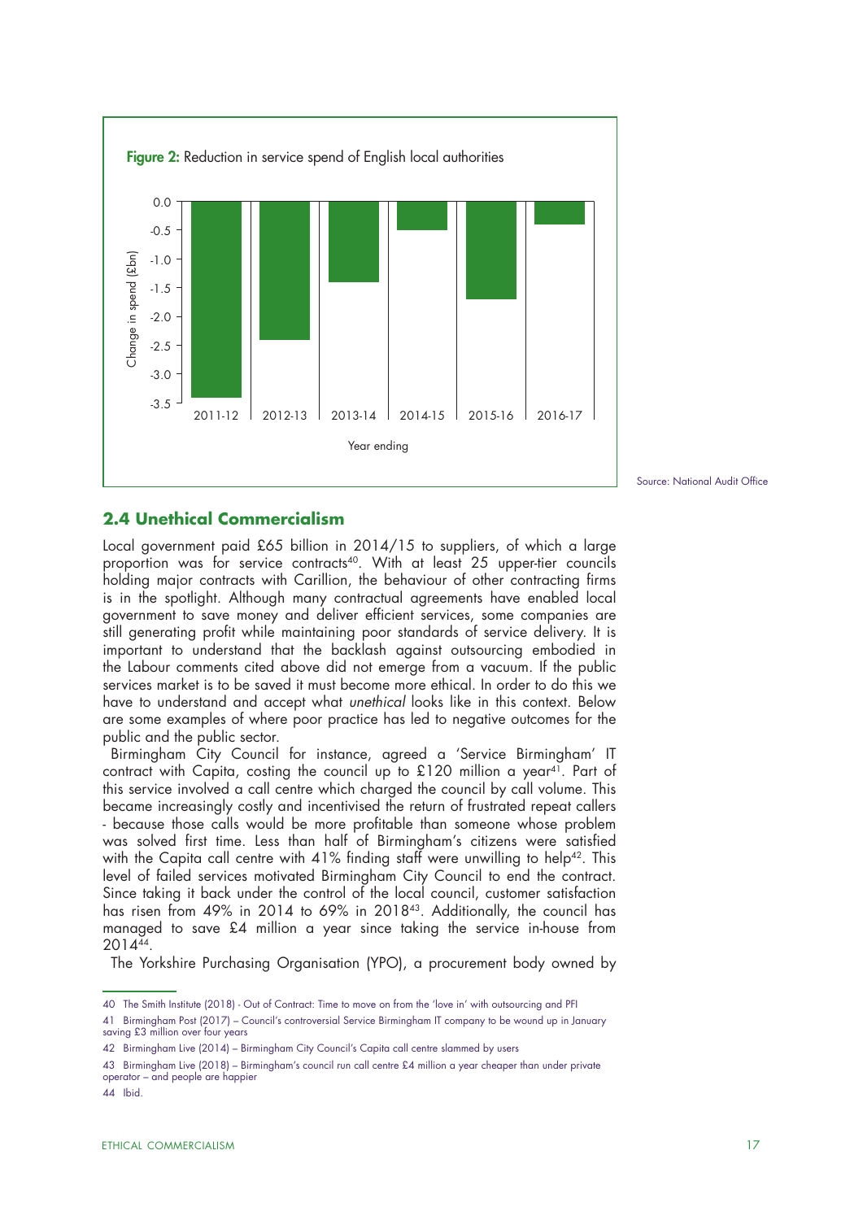**Figure 2:** Reduction in service spend of English local authorities

Source: National Audit Office

## 2.4 Unethical Commercialism

Local government paid £65 billion in 2014/15 to suppliers, of which a large proportion was for service contracts[40]. With at least 25 upper-tier councils holding major contracts with Carillion, the behaviour of other contracting firms is in the spotlight. Although many contractual agreements have enabled local government to save money and deliver efficient services, some companies are still generating profit while maintaining poor standards of service delivery. It is important to understand that the backlash against outsourcing embodied in the Labour comments cited above did not emerge from a vacuum. If the public services market is to be saved it must become more ethical. In order to do this we have to understand and accept what *unethical* looks like in this context. Below are some examples of where poor practice has led to negative outcomes for the public and the public sector.

Birmingham City Council for instance, agreed a 'Service Birmingham' IT contract with Capita, costing the council up to £120 million a year[41]. Part of this service involved a call centre which charged the council by call volume. This became increasingly costly and incentivised the return of frustrated repeat callers - because those calls would be more profitable than someone whose problem was solved first time. Less than half of Birmingham's citizens were satisfied with the Capita call centre with 41% finding staff were unwilling to help[42]. This level of failed services motivated Birmingham City Council to end the contract. Since taking it back under the control of the local council, customer satisfaction has risen from 49% in 2014 to 69% in 2018[43]. Additionally, the council has managed to save £4 million a year since taking the service in-house from 2014[44].

The Yorkshire Purchasing Organisation (YPO), a procurement body owned by

---

40 The Smith Institute (2018) - Out of Contract: Time to move on from the 'love in' with outsourcing and PFI

41 Birmingham Post (2017) – Council's controversial Service Birmingham IT company to be wound up in January saving £3 million over four years

42 Birmingham Live (2014) – Birmingham City Council's Capita call centre slammed by users

43 Birmingham Live (2018) – Birmingham's council run call centre £4 million a year cheaper than under private operator – and people are happier

44 Ibid.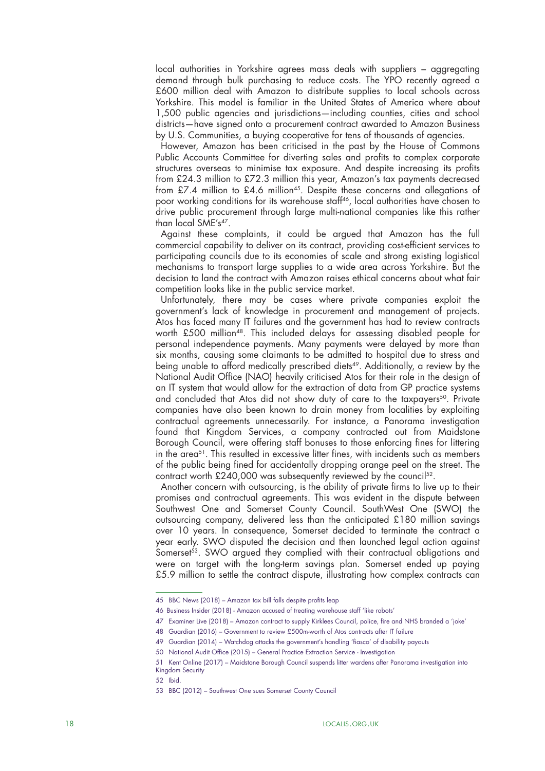local authorities in Yorkshire agrees mass deals with suppliers – aggregating demand through bulk purchasing to reduce costs. The YPO recently agreed a £600 million deal with Amazon to distribute supplies to local schools across Yorkshire. This model is familiar in the United States of America where about 1,500 public agencies and jurisdictions—including counties, cities and school districts—have signed onto a procurement contract awarded to Amazon Business by U.S. Communities, a buying cooperative for tens of thousands of agencies.

However, Amazon has been criticised in the past by the House of Commons Public Accounts Committee for diverting sales and profits to complex corporate structures overseas to minimise tax exposure. And despite increasing its profits from £24.3 million to £72.3 million this year, Amazon's tax payments decreased from £7.4 million to £4.6 million[45]. Despite these concerns and allegations of poor working conditions for its warehouse staff[46], local authorities have chosen to drive public procurement through large multi-national companies like this rather than local SME's[47].

Against these complaints, it could be argued that Amazon has the full commercial capability to deliver on its contract, providing cost-efficient services to participating councils due to its economies of scale and strong existing logistical mechanisms to transport large supplies to a wide area across Yorkshire. But the decision to land the contract with Amazon raises ethical concerns about what fair competition looks like in the public service market.

Unfortunately, there may be cases where private companies exploit the government's lack of knowledge in procurement and management of projects. Atos has faced many IT failures and the government has had to review contracts worth £500 million[48]. This included delays for assessing disabled people for personal independence payments. Many payments were delayed by more than six months, causing some claimants to be admitted to hospital due to stress and being unable to afford medically prescribed diets[49]. Additionally, a review by the National Audit Office (NAO) heavily criticised Atos for their role in the design of an IT system that would allow for the extraction of data from GP practice systems and concluded that Atos did not show duty of care to the taxpayers[50]. Private companies have also been known to drain money from localities by exploiting contractual agreements unnecessarily. For instance, a Panorama investigation found that Kingdom Services, a company contracted out from Maidstone Borough Council, were offering staff bonuses to those enforcing fines for littering in the area[51]. This resulted in excessive litter fines, with incidents such as members of the public being fined for accidentally dropping orange peel on the street. The contract worth £240,000 was subsequently reviewed by the council[52].

Another concern with outsourcing, is the ability of private firms to live up to their promises and contractual agreements. This was evident in the dispute between Southwest One and Somerset County Council. SouthWest One (SWO) the outsourcing company, delivered less than the anticipated £180 million savings over 10 years. In consequence, Somerset decided to terminate the contract a year early. SWO disputed the decision and then launched legal action against Somerset[53]. SWO argued they complied with their contractual obligations and were on target with the long-term savings plan. Somerset ended up paying £5.9 million to settle the contract dispute, illustrating how complex contracts can

---

45 BBC News (2018) – Amazon tax bill falls despite profits leap

46 Business Insider (2018) - Amazon accused of treating warehouse staff 'like robots'

47 Examiner Live (2018) – Amazon contract to supply Kirklees Council, police, fire and NHS branded a 'joke'

48 Guardian (2016) – Government to review £500m-worth of Atos contracts after IT failure

49 Guardian (2014) – Watchdog attacks the government's handling 'fiasco' of disability payouts

50 National Audit Office (2015) – General Practice Extraction Service - Investigation

51 Kent Online (2017) – Maidstone Borough Council suspends litter wardens after Panorama investigation into Kingdom Security

52 Ibid.

53 BBC (2012) – Southwest One sues Somerset County Council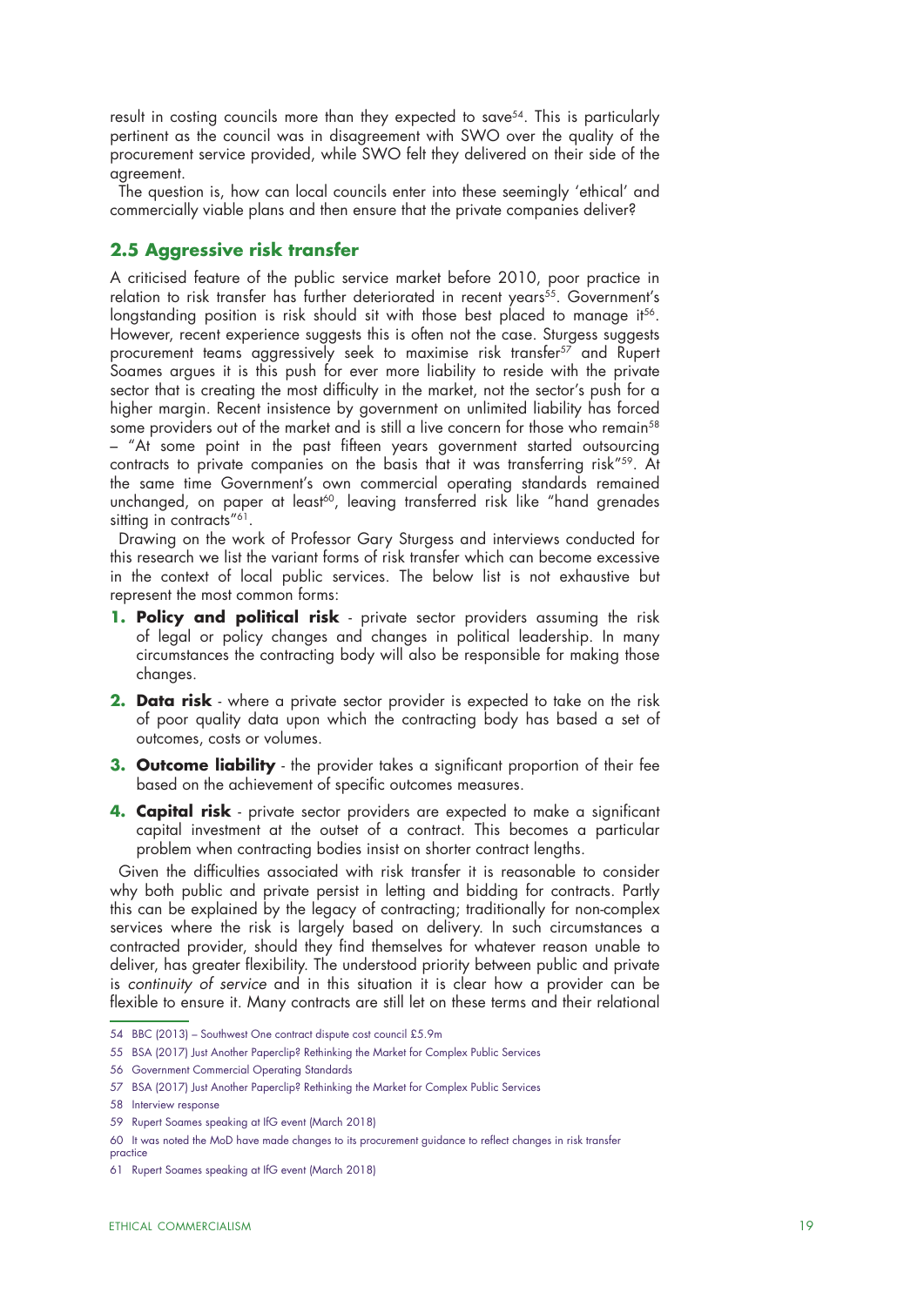result in costing councils more than they expected to save[54]. This is particularly pertinent as the council was in disagreement with SWO over the quality of the procurement service provided, while SWO felt they delivered on their side of the agreement.

The question is, how can local councils enter into these seemingly 'ethical' and commercially viable plans and then ensure that the private companies deliver?

## 2.5 Aggressive risk transfer

A criticised feature of the public service market before 2010, poor practice in relation to risk transfer has further deteriorated in recent years[55]. Government's longstanding position is risk should sit with those best placed to manage it[56]. However, recent experience suggests this is often not the case. Sturgess suggests procurement teams aggressively seek to maximise risk transfer[57] and Rupert Soames argues it is this push for ever more liability to reside with the private sector that is creating the most difficulty in the market, not the sector's push for a higher margin. Recent insistence by government on unlimited liability has forced some providers out of the market and is still a live concern for those who remain[58] – "At some point in the past fifteen years government started outsourcing contracts to private companies on the basis that it was transferring risk"[59]. At the same time Government's own commercial operating standards remained unchanged, on paper at least[60], leaving transferred risk like "hand grenades sitting in contracts"[61].

Drawing on the work of Professor Gary Sturgess and interviews conducted for this research we list the variant forms of risk transfer which can become excessive in the context of local public services. The below list is not exhaustive but represent the most common forms:

1. **Policy and political risk** - private sector providers assuming the risk of legal or policy changes and changes in political leadership. In many circumstances the contracting body will also be responsible for making those changes.
2. **Data risk** - where a private sector provider is expected to take on the risk of poor quality data upon which the contracting body has based a set of outcomes, costs or volumes.
3. **Outcome liability** - the provider takes a significant proportion of their fee based on the achievement of specific outcomes measures.
4. **Capital risk** - private sector providers are expected to make a significant capital investment at the outset of a contract. This becomes a particular problem when contracting bodies insist on shorter contract lengths.

Given the difficulties associated with risk transfer it is reasonable to consider why both public and private persist in letting and bidding for contracts. Partly this can be explained by the legacy of contracting; traditionally for non-complex services where the risk is largely based on delivery. In such circumstances a contracted provider, should they find themselves for whatever reason unable to deliver, has greater flexibility. The understood priority between public and private is *continuity of service* and in this situation it is clear how a provider can be flexible to ensure it. Many contracts are still let on these terms and their relational

---

54 BBC (2013) – Southwest One contract dispute cost council £5.9m

55 BSA (2017) Just Another Paperclip? Rethinking the Market for Complex Public Services

56 Government Commercial Operating Standards

57 BSA (2017) Just Another Paperclip? Rethinking the Market for Complex Public Services

58 Interview response

59 Rupert Soames speaking at IfG event (March 2018)

60 It was noted the MoD have made changes to its procurement guidance to reflect changes in risk transfer practice

61 Rupert Soames speaking at IfG event (March 2018)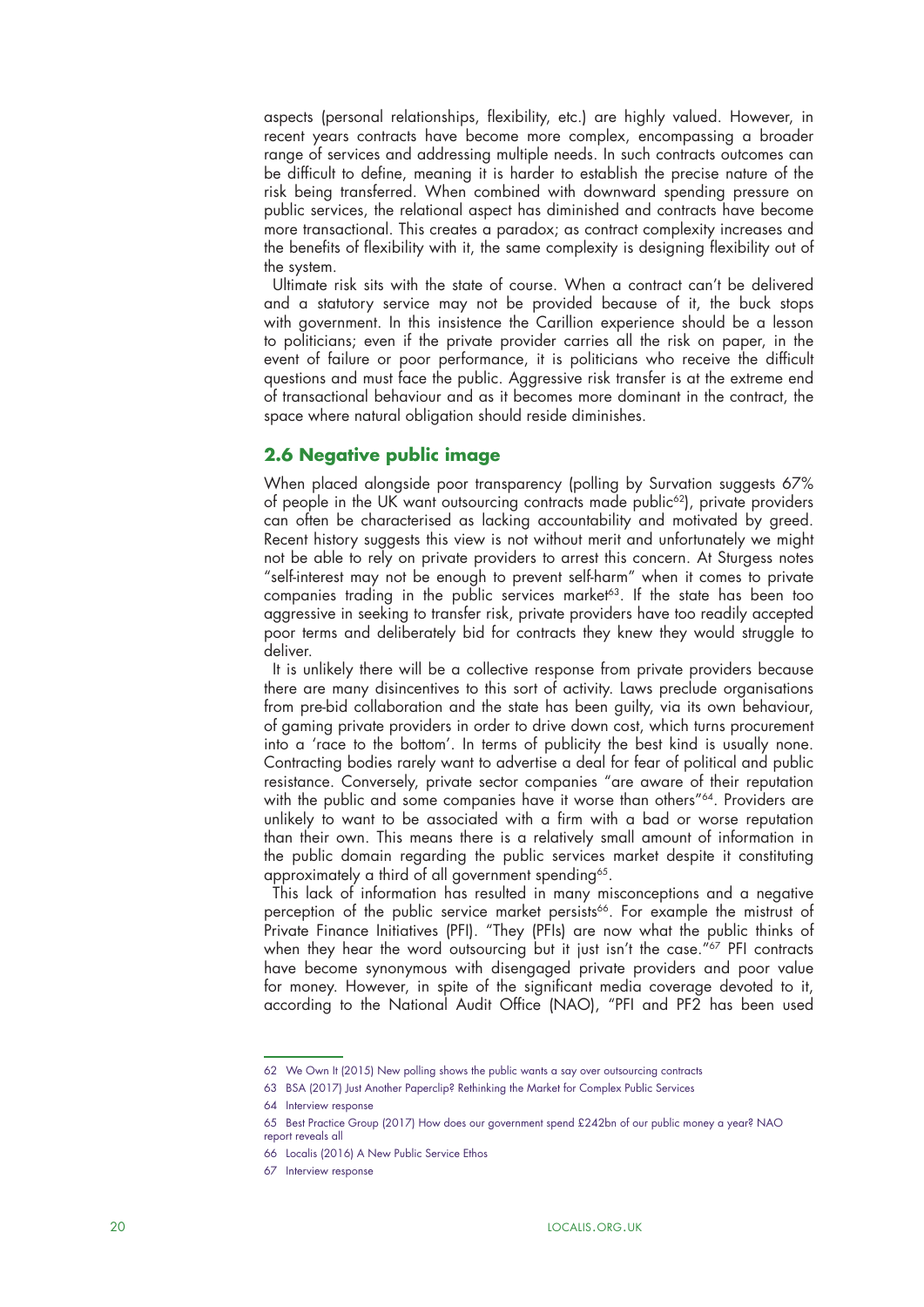aspects (personal relationships, flexibility, etc.) are highly valued. However, in recent years contracts have become more complex, encompassing a broader range of services and addressing multiple needs. In such contracts outcomes can be difficult to define, meaning it is harder to establish the precise nature of the risk being transferred. When combined with downward spending pressure on public services, the relational aspect has diminished and contracts have become more transactional. This creates a paradox; as contract complexity increases and the benefits of flexibility with it, the same complexity is designing flexibility out of the system.

Ultimate risk sits with the state of course. When a contract can't be delivered and a statutory service may not be provided because of it, the buck stops with government. In this insistence the Carillion experience should be a lesson to politicians; even if the private provider carries all the risk on paper, in the event of failure or poor performance, it is politicians who receive the difficult questions and must face the public. Aggressive risk transfer is at the extreme end of transactional behaviour and as it becomes more dominant in the contract, the space where natural obligation should reside diminishes.

## 2.6 Negative public image

When placed alongside poor transparency (polling by Survation suggests 67% of people in the UK want outsourcing contracts made public[62]), private providers can often be characterised as lacking accountability and motivated by greed. Recent history suggests this view is not without merit and unfortunately we might not be able to rely on private providers to arrest this concern. At Sturgess notes "self-interest may not be enough to prevent self-harm" when it comes to private companies trading in the public services market[63]. If the state has been too aggressive in seeking to transfer risk, private providers have too readily accepted poor terms and deliberately bid for contracts they knew they would struggle to deliver.

It is unlikely there will be a collective response from private providers because there are many disincentives to this sort of activity. Laws preclude organisations from pre-bid collaboration and the state has been guilty, via its own behaviour, of gaming private providers in order to drive down cost, which turns procurement into a 'race to the bottom'. In terms of publicity the best kind is usually none. Contracting bodies rarely want to advertise a deal for fear of political and public resistance. Conversely, private sector companies "are aware of their reputation with the public and some companies have it worse than others"[64]. Providers are unlikely to want to be associated with a firm with a bad or worse reputation than their own. This means there is a relatively small amount of information in the public domain regarding the public services market despite it constituting approximately a third of all government spending[65].

This lack of information has resulted in many misconceptions and a negative perception of the public service market persists[66]. For example the mistrust of Private Finance Initiatives (PFI). "They (PFIs) are now what the public thinks of when they hear the word outsourcing but it just isn't the case."[67] PFI contracts have become synonymous with disengaged private providers and poor value for money. However, in spite of the significant media coverage devoted to it, according to the National Audit Office (NAO), "PFI and PF2 has been used

---

62 We Own It (2015) New polling shows the public wants a say over outsourcing contracts

63 BSA (2017) Just Another Paperclip? Rethinking the Market for Complex Public Services

64 Interview response

65 Best Practice Group (2017) How does our government spend £242bn of our public money a year? NAO report reveals all

66 Localis (2016) A New Public Service Ethos

67 Interview response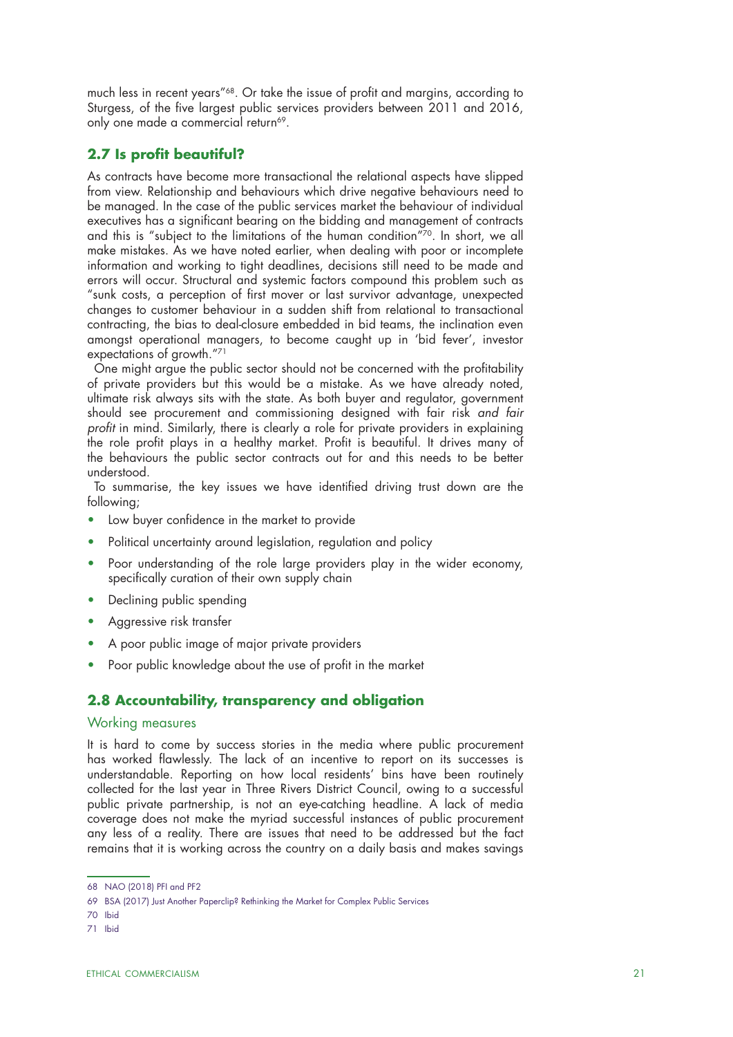much less in recent years"[68]. Or take the issue of profit and margins, according to Sturgess, of the five largest public services providers between 2011 and 2016, only one made a commercial return[69].

## 2.7 Is profit beautiful?

As contracts have become more transactional the relational aspects have slipped from view. Relationship and behaviours which drive negative behaviours need to be managed. In the case of the public services market the behaviour of individual executives has a significant bearing on the bidding and management of contracts and this is "subject to the limitations of the human condition"[70]. In short, we all make mistakes. As we have noted earlier, when dealing with poor or incomplete information and working to tight deadlines, decisions still need to be made and errors will occur. Structural and systemic factors compound this problem such as "sunk costs, a perception of first mover or last survivor advantage, unexpected changes to customer behaviour in a sudden shift from relational to transactional contracting, the bias to deal-closure embedded in bid teams, the inclination even amongst operational managers, to become caught up in 'bid fever', investor expectations of growth."[71]

One might argue the public sector should not be concerned with the profitability of private providers but this would be a mistake. As we have already noted, ultimate risk always sits with the state. As both buyer and regulator, government should see procurement and commissioning designed with fair risk *and fair profit* in mind. Similarly, there is clearly a role for private providers in explaining the role profit plays in a healthy market. Profit is beautiful. It drives many of the behaviours the public sector contracts out for and this needs to be better understood.

To summarise, the key issues we have identified driving trust down are the following;

- Low buyer confidence in the market to provide
- Political uncertainty around legislation, regulation and policy
- Poor understanding of the role large providers play in the wider economy, specifically curation of their own supply chain
- Declining public spending
- Aggressive risk transfer
- A poor public image of major private providers
- Poor public knowledge about the use of profit in the market

## 2.8 Accountability, transparency and obligation

### Working measures

It is hard to come by success stories in the media where public procurement has worked flawlessly. The lack of an incentive to report on its successes is understandable. Reporting on how local residents' bins have been routinely collected for the last year in Three Rivers District Council, owing to a successful public private partnership, is not an eye-catching headline. A lack of media coverage does not make the myriad successful instances of public procurement any less of a reality. There are issues that need to be addressed but the fact remains that it is working across the country on a daily basis and makes savings

68 NAO (2018) PFI and PF2

69 BSA (2017) Just Another Paperclip? Rethinking the Market for Complex Public Services

70 Ibid

71 Ibid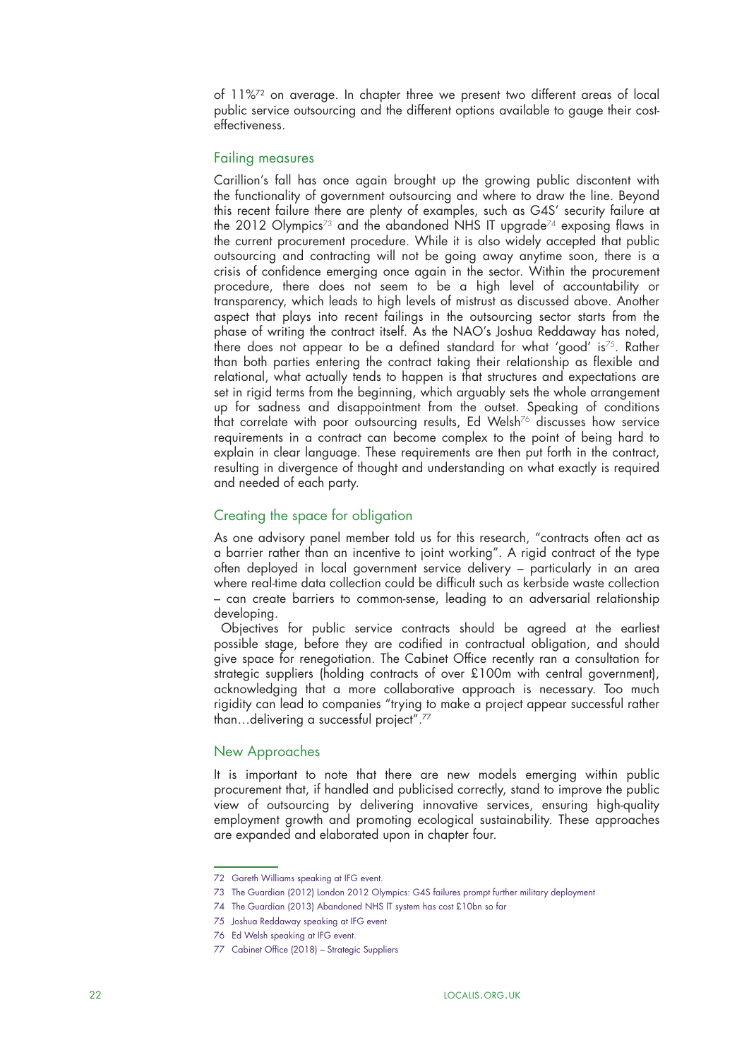of 11%[72] on average. In chapter three we present two different areas of local public service outsourcing and the different options available to gauge their cost-effectiveness.

## Failing measures

Carillion's fall has once again brought up the growing public discontent with the functionality of government outsourcing and where to draw the line. Beyond this recent failure there are plenty of examples, such as G4S' security failure at the 2012 Olympics[73] and the abandoned NHS IT upgrade[74] exposing flaws in the current procurement procedure. While it is also widely accepted that public outsourcing and contracting will not be going away anytime soon, there is a crisis of confidence emerging once again in the sector. Within the procurement procedure, there does not seem to be a high level of accountability or transparency, which leads to high levels of mistrust as discussed above. Another aspect that plays into recent failings in the outsourcing sector starts from the phase of writing the contract itself. As the NAO's Joshua Reddaway has noted, there does not appear to be a defined standard for what 'good' is[75]. Rather than both parties entering the contract taking their relationship as flexible and relational, what actually tends to happen is that structures and expectations are set in rigid terms from the beginning, which arguably sets the whole arrangement up for sadness and disappointment from the outset. Speaking of conditions that correlate with poor outsourcing results, Ed Welsh[76] discusses how service requirements in a contract can become complex to the point of being hard to explain in clear language. These requirements are then put forth in the contract, resulting in divergence of thought and understanding on what exactly is required and needed of each party.

## Creating the space for obligation

As one advisory panel member told us for this research, "contracts often act as a barrier rather than an incentive to joint working". A rigid contract of the type often deployed in local government service delivery – particularly in an area where real-time data collection could be difficult such as kerbside waste collection – can create barriers to common-sense, leading to an adversarial relationship developing.

Objectives for public service contracts should be agreed at the earliest possible stage, before they are codified in contractual obligation, and should give space for renegotiation. The Cabinet Office recently ran a consultation for strategic suppliers (holding contracts of over £100m with central government), acknowledging that a more collaborative approach is necessary. Too much rigidity can lead to companies "trying to make a project appear successful rather than…delivering a successful project".[77]

## New Approaches

It is important to note that there are new models emerging within public procurement that, if handled and publicised correctly, stand to improve the public view of outsourcing by delivering innovative services, ensuring high-quality employment growth and promoting ecological sustainability. These approaches are expanded and elaborated upon in chapter four.

---

72 Gareth Williams speaking at IFG event.

73 The Guardian (2012) London 2012 Olympics: G4S failures prompt further military deployment

74 The Guardian (2013) Abandoned NHS IT system has cost £10bn so far

75 Joshua Reddaway speaking at IFG event

76 Ed Welsh speaking at IFG event.

77 Cabinet Office (2018) – Strategic Suppliers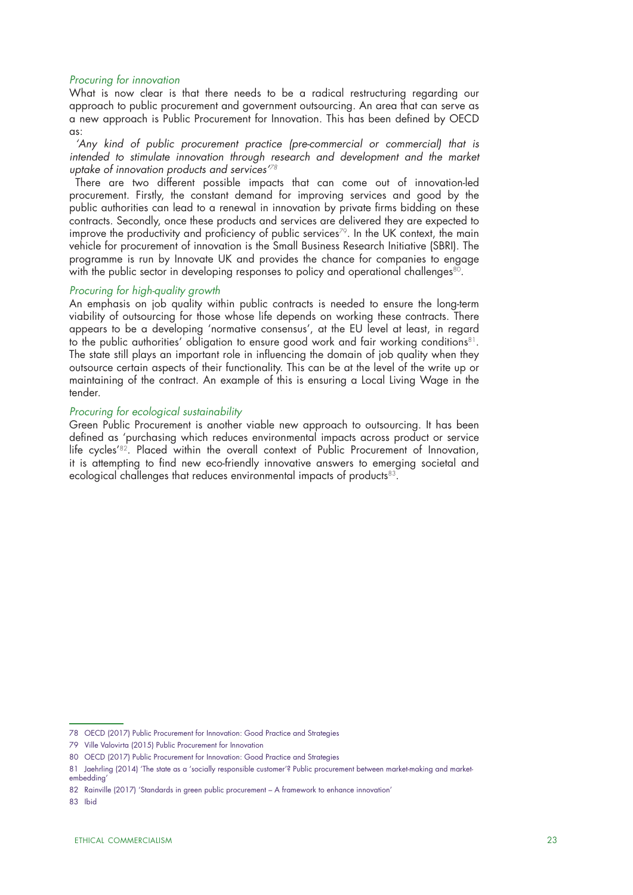### *Procuring for innovation*

What is now clear is that there needs to be a radical restructuring regarding our approach to public procurement and government outsourcing. An area that can serve as a new approach is Public Procurement for Innovation. This has been defined by OECD as:

*'Any kind of public procurement practice (pre-commercial or commercial) that is intended to stimulate innovation through research and development and the market uptake of innovation products and services'*[78]

There are two different possible impacts that can come out of innovation-led procurement. Firstly, the constant demand for improving services and good by the public authorities can lead to a renewal in innovation by private firms bidding on these contracts. Secondly, once these products and services are delivered they are expected to improve the productivity and proficiency of public services[79]. In the UK context, the main vehicle for procurement of innovation is the Small Business Research Initiative (SBRI). The programme is run by Innovate UK and provides the chance for companies to engage with the public sector in developing responses to policy and operational challenges[80].

### *Procuring for high-quality growth*

An emphasis on job quality within public contracts is needed to ensure the long-term viability of outsourcing for those whose life depends on working these contracts. There appears to be a developing 'normative consensus', at the EU level at least, in regard to the public authorities' obligation to ensure good work and fair working conditions[81]. The state still plays an important role in influencing the domain of job quality when they outsource certain aspects of their functionality. This can be at the level of the write up or maintaining of the contract. An example of this is ensuring a Local Living Wage in the tender.

### *Procuring for ecological sustainability*

Green Public Procurement is another viable new approach to outsourcing. It has been defined as 'purchasing which reduces environmental impacts across product or service life cycles'[82]. Placed within the overall context of Public Procurement of Innovation, it is attempting to find new eco-friendly innovative answers to emerging societal and ecological challenges that reduces environmental impacts of products[83].

---

78 OECD (2017) Public Procurement for Innovation: Good Practice and Strategies

79 Ville Valovirta (2015) Public Procurement for Innovation

80 OECD (2017) Public Procurement for Innovation: Good Practice and Strategies

81 Jaehrling (2014) 'The state as a 'socially responsible customer'? Public procurement between market-making and market-embedding'

82 Rainville (2017) 'Standards in green public procurement – A framework to enhance innovation'

83 Ibid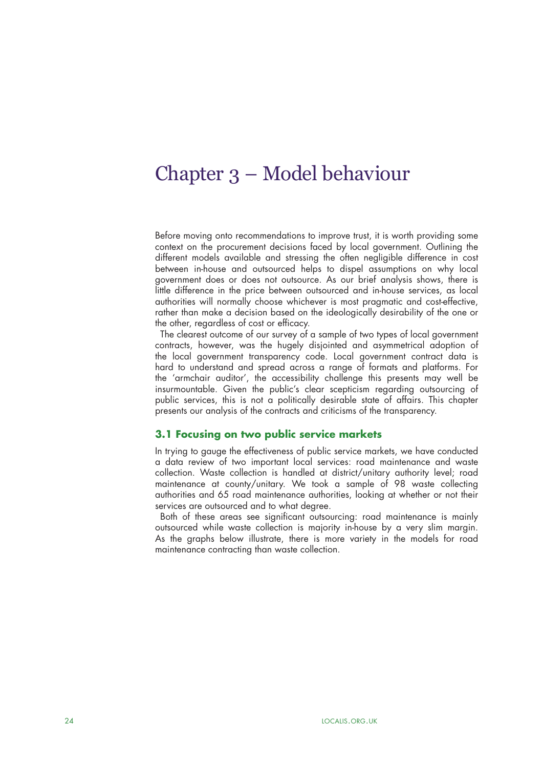# Chapter 3 – Model behaviour

Before moving onto recommendations to improve trust, it is worth providing some context on the procurement decisions faced by local government. Outlining the different models available and stressing the often negligible difference in cost between in-house and outsourced helps to dispel assumptions on why local government does or does not outsource. As our brief analysis shows, there is little difference in the price between outsourced and in-house services, as local authorities will normally choose whichever is most pragmatic and cost-effective, rather than make a decision based on the ideologically desirability of the one or the other, regardless of cost or efficacy.

The clearest outcome of our survey of a sample of two types of local government contracts, however, was the hugely disjointed and asymmetrical adoption of the local government transparency code. Local government contract data is hard to understand and spread across a range of formats and platforms. For the 'armchair auditor', the accessibility challenge this presents may well be insurmountable. Given the public's clear scepticism regarding outsourcing of public services, this is not a politically desirable state of affairs. This chapter presents our analysis of the contracts and criticisms of the transparency.

### 3.1 Focusing on two public service markets

In trying to gauge the effectiveness of public service markets, we have conducted a data review of two important local services: road maintenance and waste collection. Waste collection is handled at district/unitary authority level; road maintenance at county/unitary. We took a sample of 98 waste collecting authorities and 65 road maintenance authorities, looking at whether or not their services are outsourced and to what degree.

Both of these areas see significant outsourcing: road maintenance is mainly outsourced while waste collection is majority in-house by a very slim margin. As the graphs below illustrate, there is more variety in the models for road maintenance contracting than waste collection.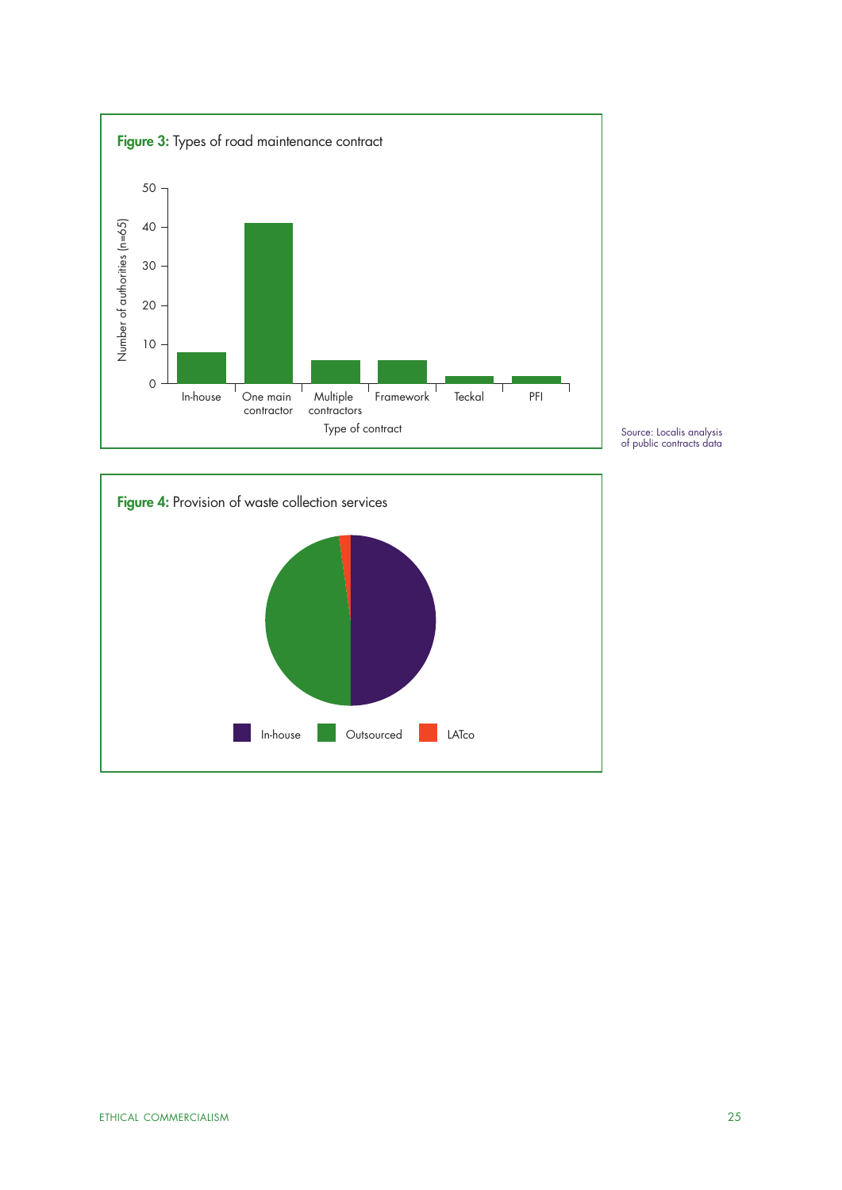**Figure 3:** Types of road maintenance contract

Source: Localis analysis of public contracts data

**Figure 4:** Provision of waste collection services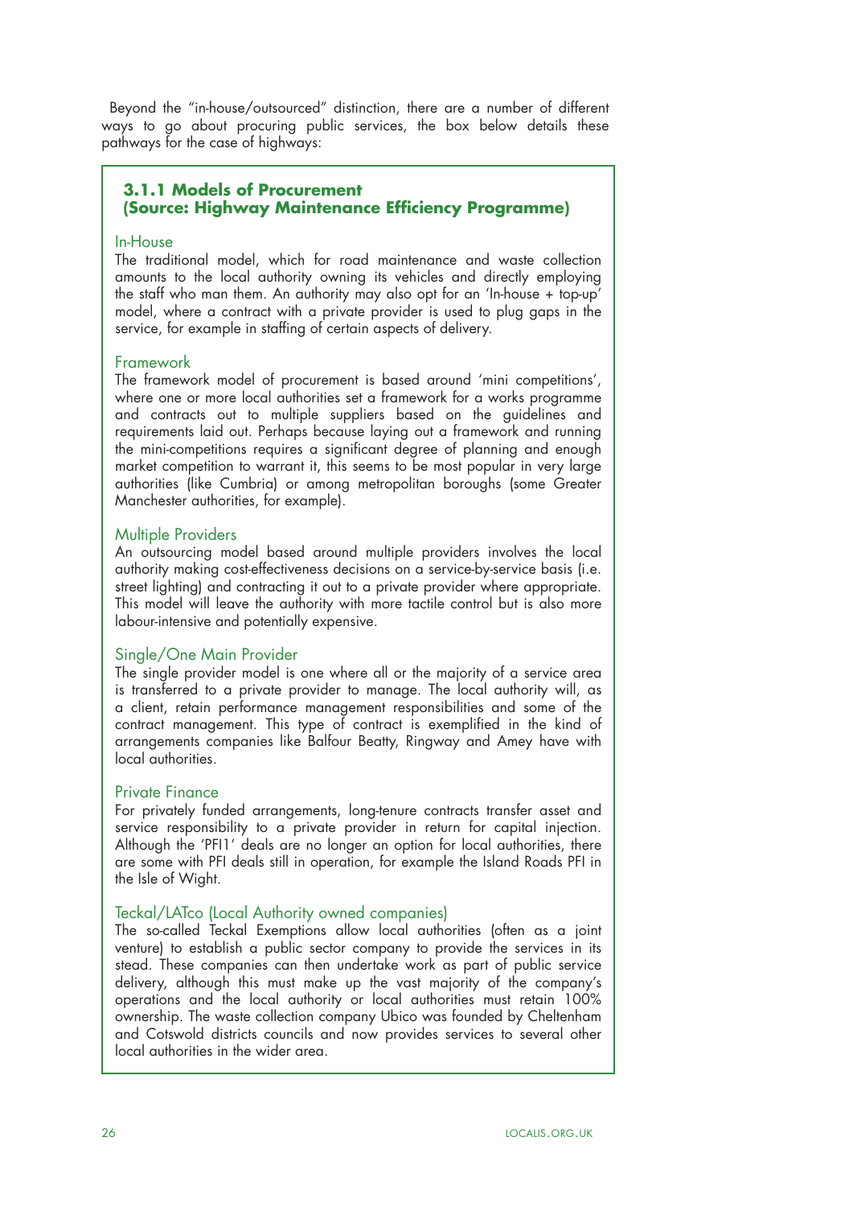Beyond the "in-house/outsourced" distinction, there are a number of different ways to go about procuring public services, the box below details these pathways for the case of highways:

### 3.1.1 Models of Procurement (Source: Highway Maintenance Efficiency Programme)

#### In-House

The traditional model, which for road maintenance and waste collection amounts to the local authority owning its vehicles and directly employing the staff who man them. An authority may also opt for an 'In-house + top-up' model, where a contract with a private provider is used to plug gaps in the service, for example in staffing of certain aspects of delivery.

#### Framework

The framework model of procurement is based around 'mini competitions', where one or more local authorities set a framework for a works programme and contracts out to multiple suppliers based on the guidelines and requirements laid out. Perhaps because laying out a framework and running the mini-competitions requires a significant degree of planning and enough market competition to warrant it, this seems to be most popular in very large authorities (like Cumbria) or among metropolitan boroughs (some Greater Manchester authorities, for example).

#### Multiple Providers

An outsourcing model based around multiple providers involves the local authority making cost-effectiveness decisions on a service-by-service basis (i.e. street lighting) and contracting it out to a private provider where appropriate. This model will leave the authority with more tactile control but is also more labour-intensive and potentially expensive.

#### Single/One Main Provider

The single provider model is one where all or the majority of a service area is transferred to a private provider to manage. The local authority will, as a client, retain performance management responsibilities and some of the contract management. This type of contract is exemplified in the kind of arrangements companies like Balfour Beatty, Ringway and Amey have with local authorities.

#### Private Finance

For privately funded arrangements, long-tenure contracts transfer asset and service responsibility to a private provider in return for capital injection. Although the 'PFI1' deals are no longer an option for local authorities, there are some with PFI deals still in operation, for example the Island Roads PFI in the Isle of Wight.

#### Teckal/LATco (Local Authority owned companies)

The so-called Teckal Exemptions allow local authorities (often as a joint venture) to establish a public sector company to provide the services in its stead. These companies can then undertake work as part of public service delivery, although this must make up the vast majority of the company's operations and the local authority or local authorities must retain 100% ownership. The waste collection company Ubico was founded by Cheltenham and Cotswold districts councils and now provides services to several other local authorities in the wider area.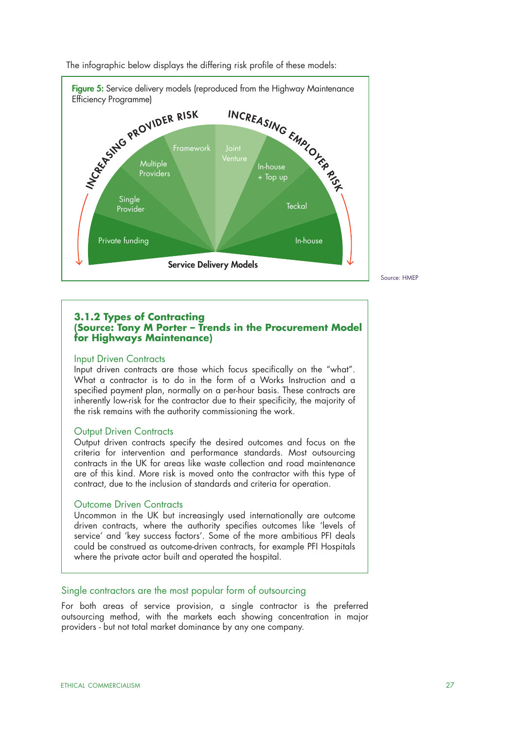The infographic below displays the differing risk profile of these models:

**Figure 5:** Service delivery models (reproduced from the Highway Maintenance Efficiency Programme)

INCREASING PROVIDER RISK — INCREASING EMPLOYER RISK

Private funding, Single Provider, Multiple Providers, Framework, Joint Venture, In-house + Top up, Teckal, In-house

**Service Delivery Models**

Source: HMEP

### 3.1.2 Types of Contracting (Source: Tony M Porter – Trends in the Procurement Model for Highways Maintenance)

#### Input Driven Contracts

Input driven contracts are those which focus specifically on the "what". What a contractor is to do in the form of a Works Instruction and a specified payment plan, normally on a per-hour basis. These contracts are inherently low-risk for the contractor due to their specificity, the majority of the risk remains with the authority commissioning the work.

#### Output Driven Contracts

Output driven contracts specify the desired outcomes and focus on the criteria for intervention and performance standards. Most outsourcing contracts in the UK for areas like waste collection and road maintenance are of this kind. More risk is moved onto the contractor with this type of contract, due to the inclusion of standards and criteria for operation.

#### Outcome Driven Contracts

Uncommon in the UK but increasingly used internationally are outcome driven contracts, where the authority specifies outcomes like 'levels of service' and 'key success factors'. Some of the more ambitious PFI deals could be construed as outcome-driven contracts, for example PFI Hospitals where the private actor built and operated the hospital.

## Single contractors are the most popular form of outsourcing

For both areas of service provision, a single contractor is the preferred outsourcing method, with the markets each showing concentration in major providers - but not total market dominance by any one company.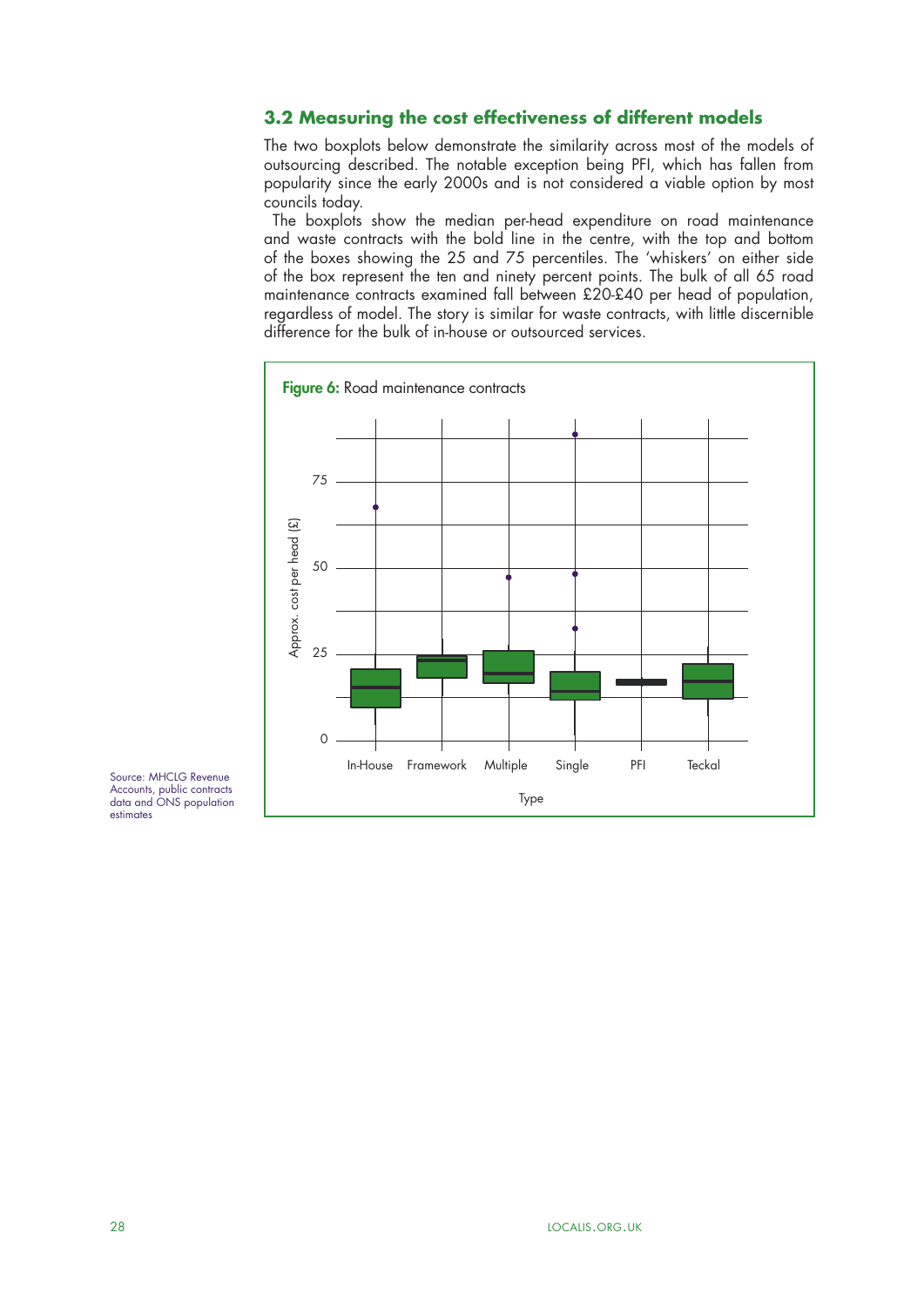## 3.2 Measuring the cost effectiveness of different models

The two boxplots below demonstrate the similarity across most of the models of outsourcing described. The notable exception being PFI, which has fallen from popularity since the early 2000s and is not considered a viable option by most councils today.

The boxplots show the median per-head expenditure on road maintenance and waste contracts with the bold line in the centre, with the top and bottom of the boxes showing the 25 and 75 percentiles. The 'whiskers' on either side of the box represent the ten and ninety percent points. The bulk of all 65 road maintenance contracts examined fall between £20-£40 per head of population, regardless of model. The story is similar for waste contracts, with little discernible difference for the bulk of in-house or outsourced services.

**Figure 6:** Road maintenance contracts

Source: MHCLG Revenue Accounts, public contracts data and ONS population estimates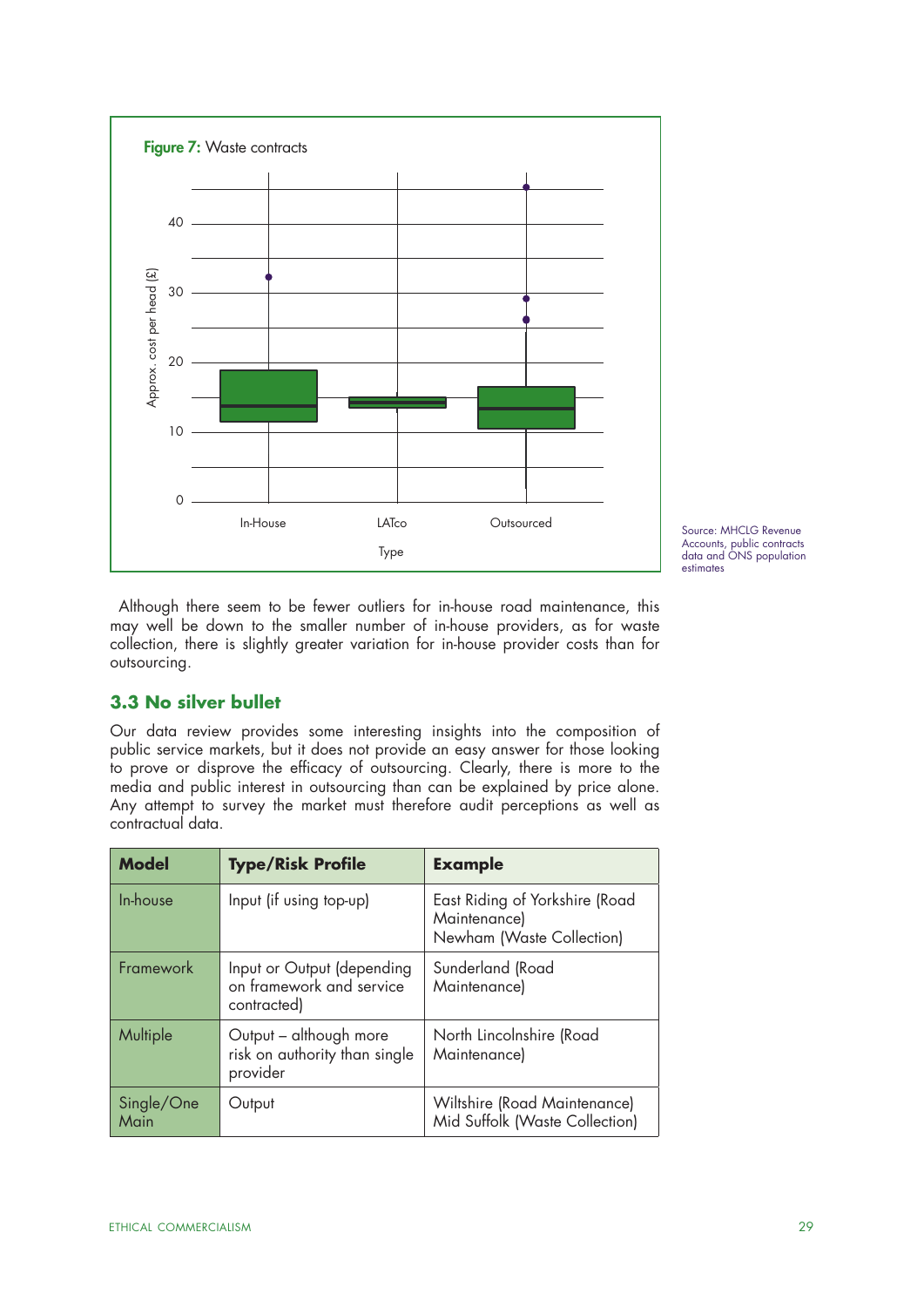**Figure 7:** Waste contracts

Source: MHCLG Revenue Accounts, public contracts data and ONS population estimates

Although there seem to be fewer outliers for in-house road maintenance, this may well be down to the smaller number of in-house providers, as for waste collection, there is slightly greater variation for in-house provider costs than for outsourcing.

### 3.3 No silver bullet

Our data review provides some interesting insights into the composition of public service markets, but it does not provide an easy answer for those looking to prove or disprove the efficacy of outsourcing. Clearly, there is more to the media and public interest in outsourcing than can be explained by price alone. Any attempt to survey the market must therefore audit perceptions as well as contractual data.

| Model | Type/Risk Profile | Example |
| --- | --- | --- |
| In-house | Input (if using top-up) | East Riding of Yorkshire (Road Maintenance)<br>Newham (Waste Collection) |
| Framework | Input or Output (depending on framework and service contracted) | Sunderland (Road Maintenance) |
| Multiple | Output – although more risk on authority than single provider | North Lincolnshire (Road Maintenance) |
| Single/One Main | Output | Wiltshire (Road Maintenance)<br>Mid Suffolk (Waste Collection) |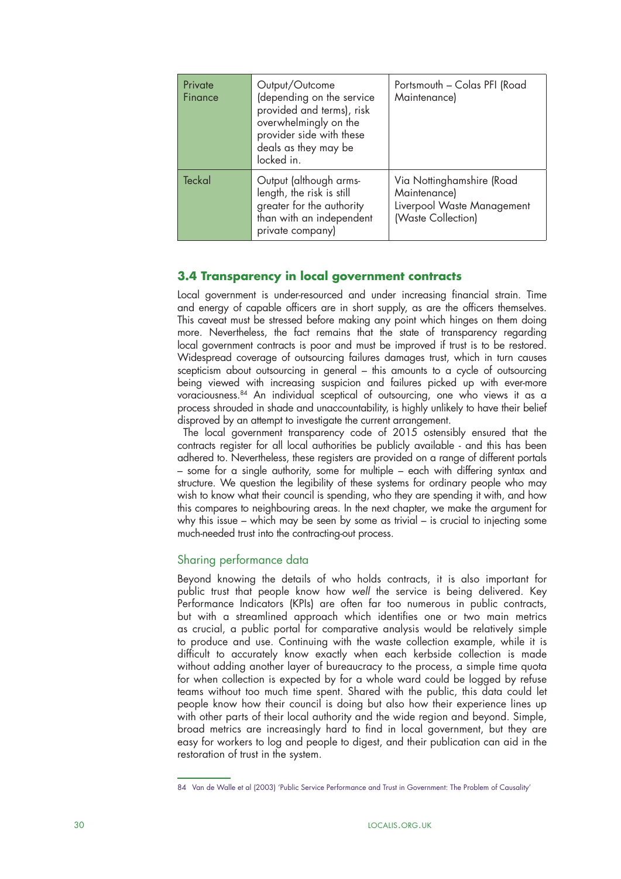| Private Finance | Output/Outcome (depending on the service provided and terms), risk overwhelmingly on the provider side with these deals as they may be locked in. | Portsmouth – Colas PFI (Road Maintenance) |
|---|---|---|
| Teckal | Output (although arms-length, the risk is still greater for the authority than with an independent private company) | Via Nottinghamshire (Road Maintenance)<br>Liverpool Waste Management (Waste Collection) |

## 3.4 Transparency in local government contracts

Local government is under-resourced and under increasing financial strain. Time and energy of capable officers are in short supply, as are the officers themselves. This caveat must be stressed before making any point which hinges on them doing more. Nevertheless, the fact remains that the state of transparency regarding local government contracts is poor and must be improved if trust is to be restored. Widespread coverage of outsourcing failures damages trust, which in turn causes scepticism about outsourcing in general – this amounts to a cycle of outsourcing being viewed with increasing suspicion and failures picked up with ever-more voraciousness.[84] An individual sceptical of outsourcing, one who views it as a process shrouded in shade and unaccountability, is highly unlikely to have their belief disproved by an attempt to investigate the current arrangement.

The local government transparency code of 2015 ostensibly ensured that the contracts register for all local authorities be publicly available - and this has been adhered to. Nevertheless, these registers are provided on a range of different portals – some for a single authority, some for multiple – each with differing syntax and structure. We question the legibility of these systems for ordinary people who may wish to know what their council is spending, who they are spending it with, and how this compares to neighbouring areas. In the next chapter, we make the argument for why this issue – which may be seen by some as trivial – is crucial to injecting some much-needed trust into the contracting-out process.

### Sharing performance data

Beyond knowing the details of who holds contracts, it is also important for public trust that people know how *well* the service is being delivered. Key Performance Indicators (KPIs) are often far too numerous in public contracts, but with a streamlined approach which identifies one or two main metrics as crucial, a public portal for comparative analysis would be relatively simple to produce and use. Continuing with the waste collection example, while it is difficult to accurately know exactly when each kerbside collection is made without adding another layer of bureaucracy to the process, a simple time quota for when collection is expected by for a whole ward could be logged by refuse teams without too much time spent. Shared with the public, this data could let people know how their council is doing but also how their experience lines up with other parts of their local authority and the wide region and beyond. Simple, broad metrics are increasingly hard to find in local government, but they are easy for workers to log and people to digest, and their publication can aid in the restoration of trust in the system.

84 Van de Walle et al (2003) 'Public Service Performance and Trust in Government: The Problem of Causality'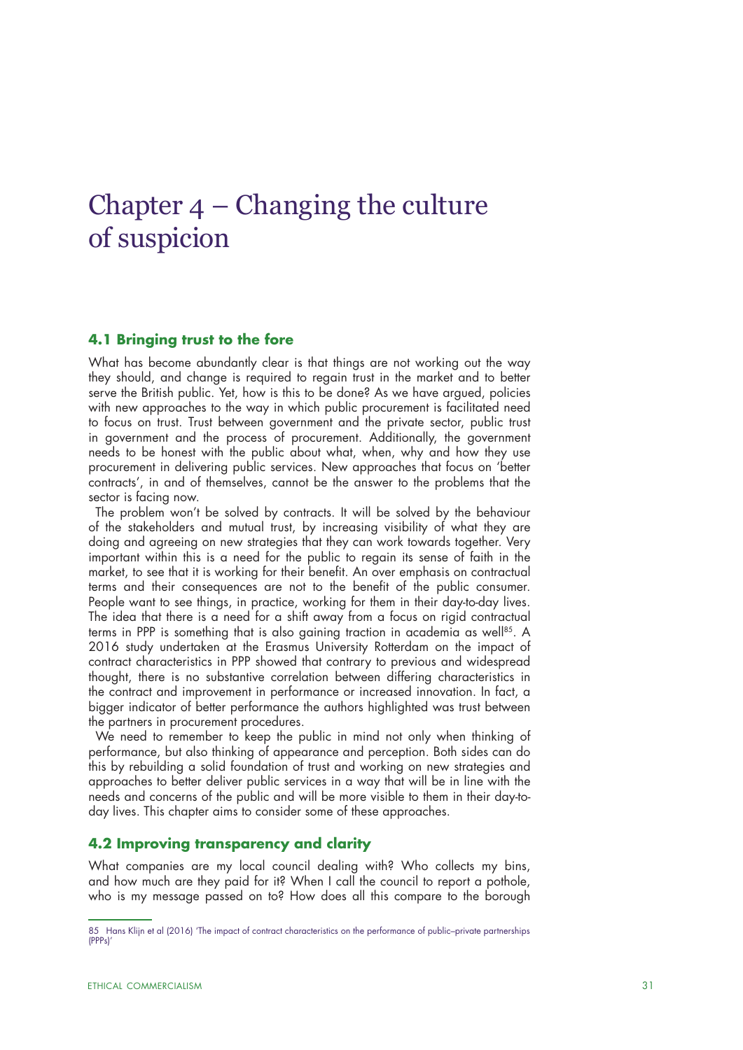# Chapter 4 – Changing the culture of suspicion

## 4.1 Bringing trust to the fore

What has become abundantly clear is that things are not working out the way they should, and change is required to regain trust in the market and to better serve the British public. Yet, how is this to be done? As we have argued, policies with new approaches to the way in which public procurement is facilitated need to focus on trust. Trust between government and the private sector, public trust in government and the process of procurement. Additionally, the government needs to be honest with the public about what, when, why and how they use procurement in delivering public services. New approaches that focus on 'better contracts', in and of themselves, cannot be the answer to the problems that the sector is facing now.

The problem won't be solved by contracts. It will be solved by the behaviour of the stakeholders and mutual trust, by increasing visibility of what they are doing and agreeing on new strategies that they can work towards together. Very important within this is a need for the public to regain its sense of faith in the market, to see that it is working for their benefit. An over emphasis on contractual terms and their consequences are not to the benefit of the public consumer. People want to see things, in practice, working for them in their day-to-day lives. The idea that there is a need for a shift away from a focus on rigid contractual terms in PPP is something that is also gaining traction in academia as well[85]. A 2016 study undertaken at the Erasmus University Rotterdam on the impact of contract characteristics in PPP showed that contrary to previous and widespread thought, there is no substantive correlation between differing characteristics in the contract and improvement in performance or increased innovation. In fact, a bigger indicator of better performance the authors highlighted was trust between the partners in procurement procedures.

We need to remember to keep the public in mind not only when thinking of performance, but also thinking of appearance and perception. Both sides can do this by rebuilding a solid foundation of trust and working on new strategies and approaches to better deliver public services in a way that will be in line with the needs and concerns of the public and will be more visible to them in their day-to-day lives. This chapter aims to consider some of these approaches.

## 4.2 Improving transparency and clarity

What companies are my local council dealing with? Who collects my bins, and how much are they paid for it? When I call the council to report a pothole, who is my message passed on to? How does all this compare to the borough

---

85 Hans Klijn et al (2016) 'The impact of contract characteristics on the performance of public–private partnerships (PPPs)'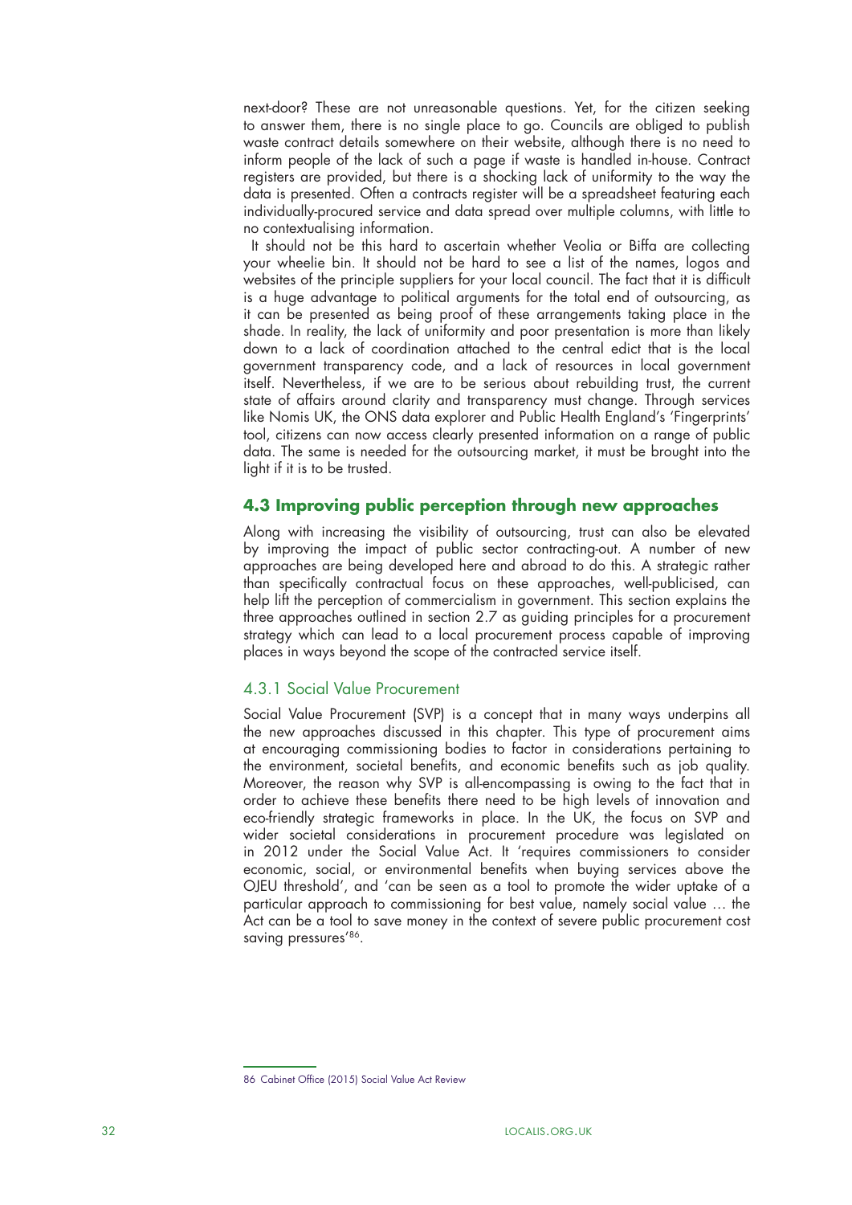next-door? These are not unreasonable questions. Yet, for the citizen seeking to answer them, there is no single place to go. Councils are obliged to publish waste contract details somewhere on their website, although there is no need to inform people of the lack of such a page if waste is handled in-house. Contract registers are provided, but there is a shocking lack of uniformity to the way the data is presented. Often a contracts register will be a spreadsheet featuring each individually-procured service and data spread over multiple columns, with little to no contextualising information.

It should not be this hard to ascertain whether Veolia or Biffa are collecting your wheelie bin. It should not be hard to see a list of the names, logos and websites of the principle suppliers for your local council. The fact that it is difficult is a huge advantage to political arguments for the total end of outsourcing, as it can be presented as being proof of these arrangements taking place in the shade. In reality, the lack of uniformity and poor presentation is more than likely down to a lack of coordination attached to the central edict that is the local government transparency code, and a lack of resources in local government itself. Nevertheless, if we are to be serious about rebuilding trust, the current state of affairs around clarity and transparency must change. Through services like Nomis UK, the ONS data explorer and Public Health England's 'Fingerprints' tool, citizens can now access clearly presented information on a range of public data. The same is needed for the outsourcing market, it must be brought into the light if it is to be trusted.

## 4.3 Improving public perception through new approaches

Along with increasing the visibility of outsourcing, trust can also be elevated by improving the impact of public sector contracting-out. A number of new approaches are being developed here and abroad to do this. A strategic rather than specifically contractual focus on these approaches, well-publicised, can help lift the perception of commercialism in government. This section explains the three approaches outlined in section 2.7 as guiding principles for a procurement strategy which can lead to a local procurement process capable of improving places in ways beyond the scope of the contracted service itself.

### 4.3.1 Social Value Procurement

Social Value Procurement (SVP) is a concept that in many ways underpins all the new approaches discussed in this chapter. This type of procurement aims at encouraging commissioning bodies to factor in considerations pertaining to the environment, societal benefits, and economic benefits such as job quality. Moreover, the reason why SVP is all-encompassing is owing to the fact that in order to achieve these benefits there need to be high levels of innovation and eco-friendly strategic frameworks in place. In the UK, the focus on SVP and wider societal considerations in procurement procedure was legislated on in 2012 under the Social Value Act. It 'requires commissioners to consider economic, social, or environmental benefits when buying services above the OJEU threshold', and 'can be seen as a tool to promote the wider uptake of a particular approach to commissioning for best value, namely social value … the Act can be a tool to save money in the context of severe public procurement cost saving pressures'[86].

---

86 Cabinet Office (2015) Social Value Act Review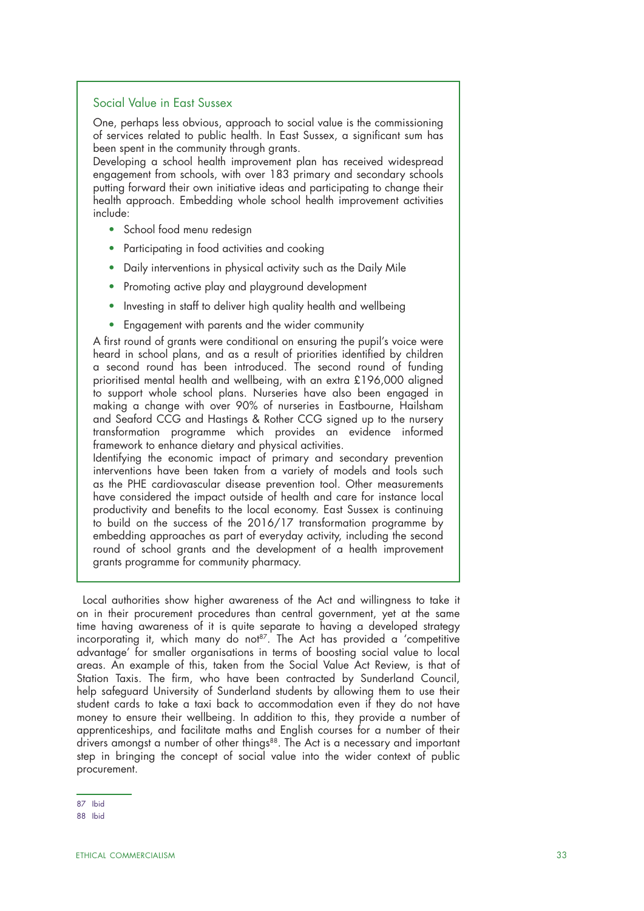### Social Value in East Sussex

One, perhaps less obvious, approach to social value is the commissioning of services related to public health. In East Sussex, a significant sum has been spent in the community through grants.

Developing a school health improvement plan has received widespread engagement from schools, with over 183 primary and secondary schools putting forward their own initiative ideas and participating to change their health approach. Embedding whole school health improvement activities include:

- School food menu redesign
- Participating in food activities and cooking
- Daily interventions in physical activity such as the Daily Mile
- Promoting active play and playground development
- Investing in staff to deliver high quality health and wellbeing
- Engagement with parents and the wider community

A first round of grants were conditional on ensuring the pupil's voice were heard in school plans, and as a result of priorities identified by children a second round has been introduced. The second round of funding prioritised mental health and wellbeing, with an extra £196,000 aligned to support whole school plans. Nurseries have also been engaged in making a change with over 90% of nurseries in Eastbourne, Hailsham and Seaford CCG and Hastings & Rother CCG signed up to the nursery transformation programme which provides an evidence informed framework to enhance dietary and physical activities.

Identifying the economic impact of primary and secondary prevention interventions have been taken from a variety of models and tools such as the PHE cardiovascular disease prevention tool. Other measurements have considered the impact outside of health and care for instance local productivity and benefits to the local economy. East Sussex is continuing to build on the success of the 2016/17 transformation programme by embedding approaches as part of everyday activity, including the second round of school grants and the development of a health improvement grants programme for community pharmacy.

Local authorities show higher awareness of the Act and willingness to take it on in their procurement procedures than central government, yet at the same time having awareness of it is quite separate to having a developed strategy incorporating it, which many do not[87]. The Act has provided a 'competitive advantage' for smaller organisations in terms of boosting social value to local areas. An example of this, taken from the Social Value Act Review, is that of Station Taxis. The firm, who have been contracted by Sunderland Council, help safeguard University of Sunderland students by allowing them to use their student cards to take a taxi back to accommodation even if they do not have money to ensure their wellbeing. In addition to this, they provide a number of apprenticeships, and facilitate maths and English courses for a number of their drivers amongst a number of other things[88]. The Act is a necessary and important step in bringing the concept of social value into the wider context of public procurement.

---

87 Ibid

88 Ibid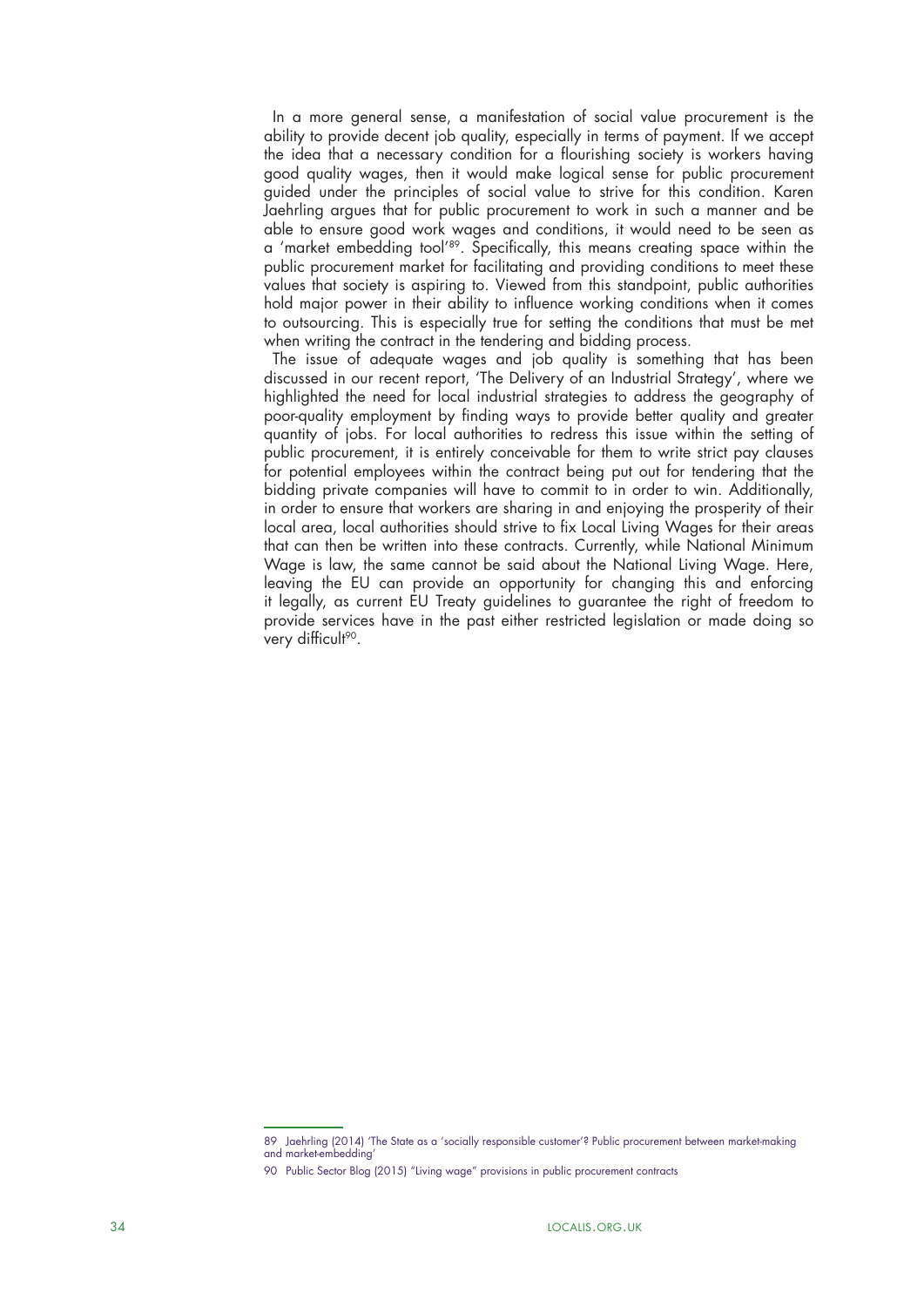In a more general sense, a manifestation of social value procurement is the ability to provide decent job quality, especially in terms of payment. If we accept the idea that a necessary condition for a flourishing society is workers having good quality wages, then it would make logical sense for public procurement guided under the principles of social value to strive for this condition. Karen Jaehrling argues that for public procurement to work in such a manner and be able to ensure good work wages and conditions, it would need to be seen as a 'market embedding tool'[89]. Specifically, this means creating space within the public procurement market for facilitating and providing conditions to meet these values that society is aspiring to. Viewed from this standpoint, public authorities hold major power in their ability to influence working conditions when it comes to outsourcing. This is especially true for setting the conditions that must be met when writing the contract in the tendering and bidding process.

The issue of adequate wages and job quality is something that has been discussed in our recent report, 'The Delivery of an Industrial Strategy', where we highlighted the need for local industrial strategies to address the geography of poor-quality employment by finding ways to provide better quality and greater quantity of jobs. For local authorities to redress this issue within the setting of public procurement, it is entirely conceivable for them to write strict pay clauses for potential employees within the contract being put out for tendering that the bidding private companies will have to commit to in order to win. Additionally, in order to ensure that workers are sharing in and enjoying the prosperity of their local area, local authorities should strive to fix Local Living Wages for their areas that can then be written into these contracts. Currently, while National Minimum Wage is law, the same cannot be said about the National Living Wage. Here, leaving the EU can provide an opportunity for changing this and enforcing it legally, as current EU Treaty guidelines to guarantee the right of freedom to provide services have in the past either restricted legislation or made doing so very difficult[90].

---

89 Jaehrling (2014) 'The State as a 'socially responsible customer'? Public procurement between market-making and market-embedding'

90 Public Sector Blog (2015) "Living wage" provisions in public procurement contracts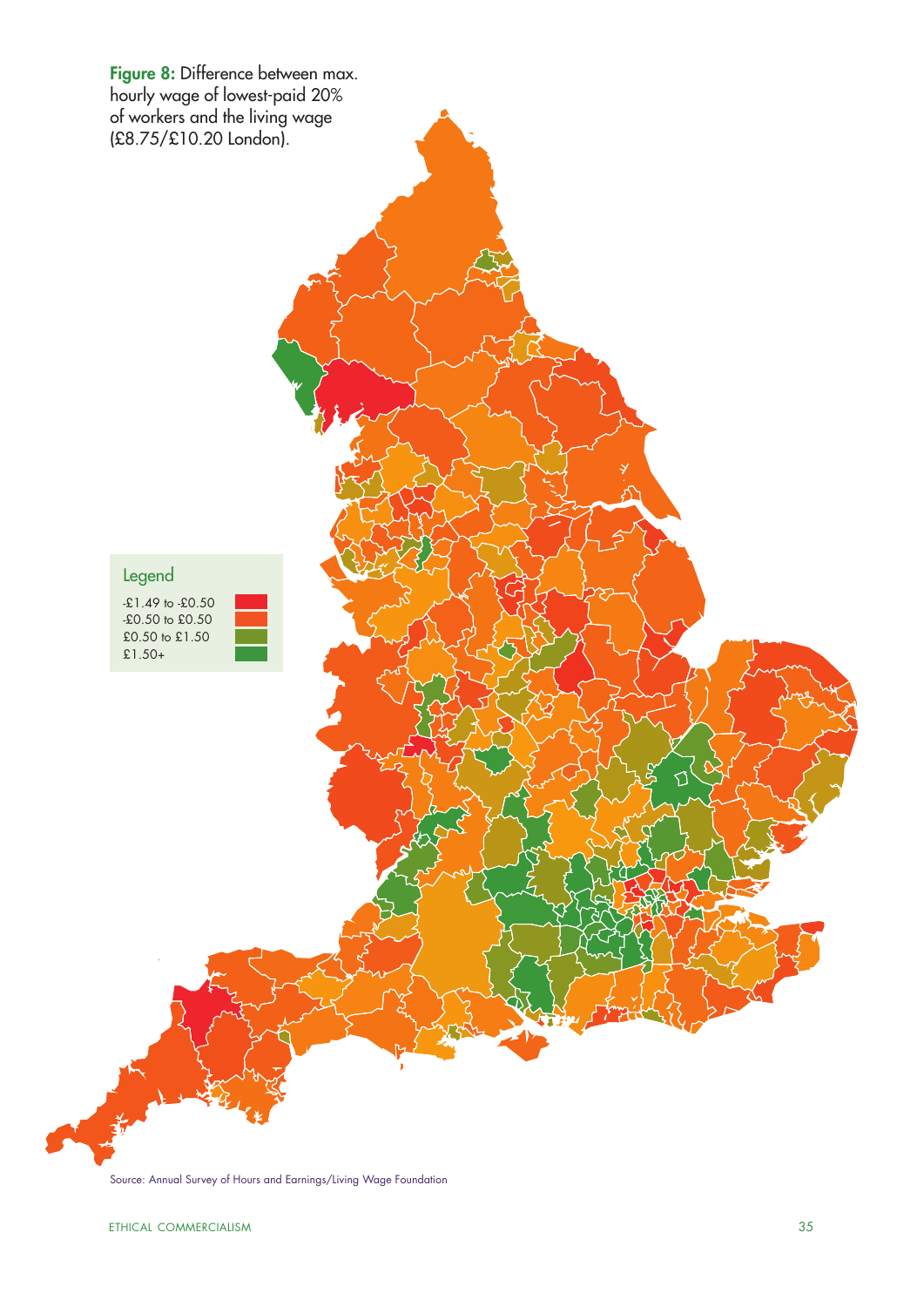**Figure 8:** Difference between max. hourly wage of lowest-paid 20% of workers and the living wage (£8.75/£10.20 London).

Legend

- -£1.49 to -£0.50
- -£0.50 to £0.50
- £0.50 to £1.50
- £1.50+

Source: Annual Survey of Hours and Earnings/Living Wage Foundation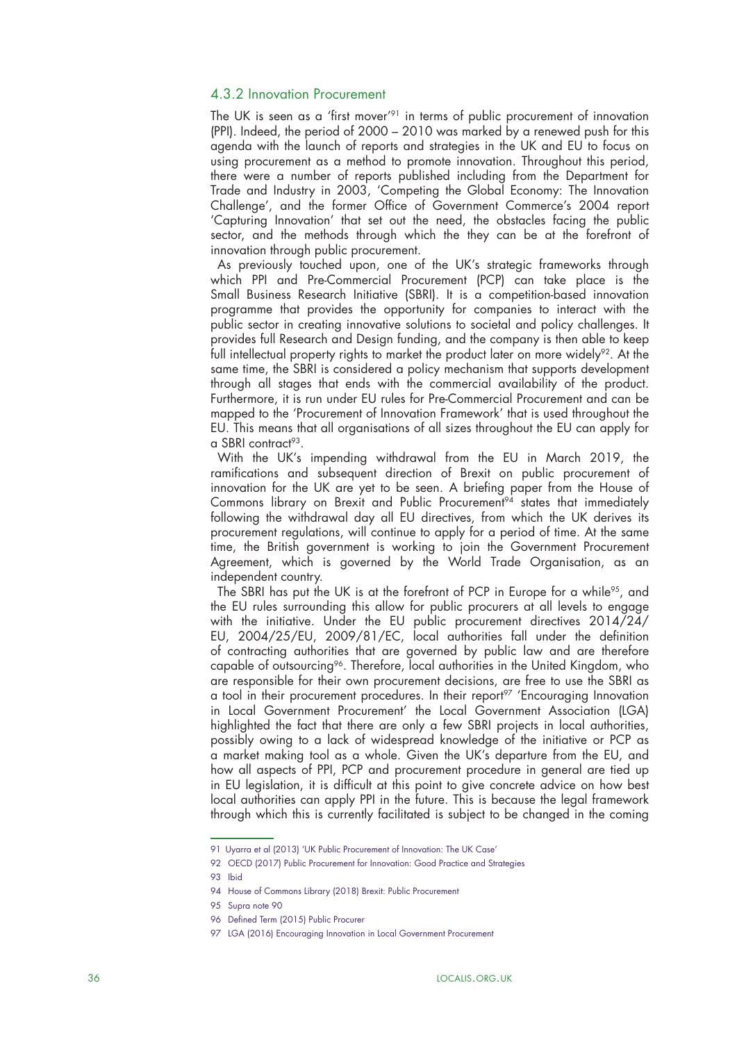### 4.3.2 Innovation Procurement

The UK is seen as a 'first mover'[91] in terms of public procurement of innovation (PPI). Indeed, the period of 2000 – 2010 was marked by a renewed push for this agenda with the launch of reports and strategies in the UK and EU to focus on using procurement as a method to promote innovation. Throughout this period, there were a number of reports published including from the Department for Trade and Industry in 2003, 'Competing the Global Economy: The Innovation Challenge', and the former Office of Government Commerce's 2004 report 'Capturing Innovation' that set out the need, the obstacles facing the public sector, and the methods through which the they can be at the forefront of innovation through public procurement.

As previously touched upon, one of the UK's strategic frameworks through which PPI and Pre-Commercial Procurement (PCP) can take place is the Small Business Research Initiative (SBRI). It is a competition-based innovation programme that provides the opportunity for companies to interact with the public sector in creating innovative solutions to societal and policy challenges. It provides full Research and Design funding, and the company is then able to keep full intellectual property rights to market the product later on more widely[92]. At the same time, the SBRI is considered a policy mechanism that supports development through all stages that ends with the commercial availability of the product. Furthermore, it is run under EU rules for Pre-Commercial Procurement and can be mapped to the 'Procurement of Innovation Framework' that is used throughout the EU. This means that all organisations of all sizes throughout the EU can apply for a SBRI contract[93].

With the UK's impending withdrawal from the EU in March 2019, the ramifications and subsequent direction of Brexit on public procurement of innovation for the UK are yet to be seen. A briefing paper from the House of Commons library on Brexit and Public Procurement[94] states that immediately following the withdrawal day all EU directives, from which the UK derives its procurement regulations, will continue to apply for a period of time. At the same time, the British government is working to join the Government Procurement Agreement, which is governed by the World Trade Organisation, as an independent country.

The SBRI has put the UK is at the forefront of PCP in Europe for a while[95], and the EU rules surrounding this allow for public procurers at all levels to engage with the initiative. Under the EU public procurement directives 2014/24/EU, 2004/25/EU, 2009/81/EC, local authorities fall under the definition of contracting authorities that are governed by public law and are therefore capable of outsourcing[96]. Therefore, local authorities in the United Kingdom, who are responsible for their own procurement decisions, are free to use the SBRI as a tool in their procurement procedures. In their report[97] 'Encouraging Innovation in Local Government Procurement' the Local Government Association (LGA) highlighted the fact that there are only a few SBRI projects in local authorities, possibly owing to a lack of widespread knowledge of the initiative or PCP as a market making tool as a whole. Given the UK's departure from the EU, and how all aspects of PPI, PCP and procurement procedure in general are tied up in EU legislation, it is difficult at this point to give concrete advice on how best local authorities can apply PPI in the future. This is because the legal framework through which this is currently facilitated is subject to be changed in the coming

---

91 Uyarra et al (2013) 'UK Public Procurement of Innovation: The UK Case'

92 OECD (2017) Public Procurement for Innovation: Good Practice and Strategies

93 Ibid

94 House of Commons Library (2018) Brexit: Public Procurement

95 Supra note 90

96 Defined Term (2015) Public Procurer

97 LGA (2016) Encouraging Innovation in Local Government Procurement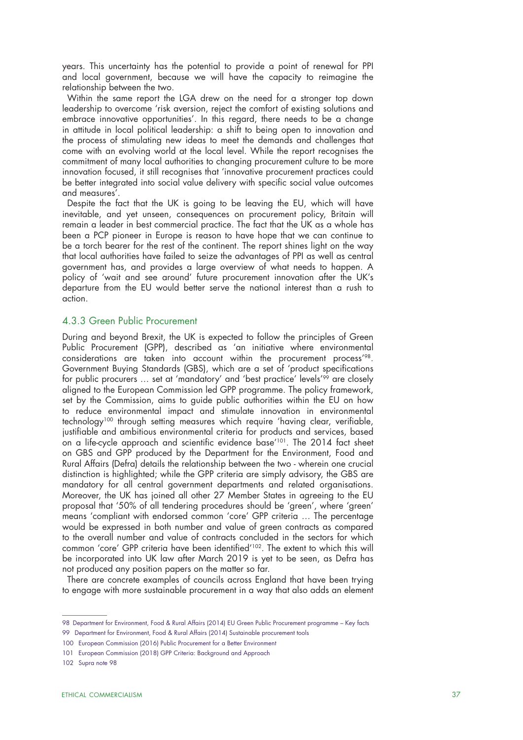years. This uncertainty has the potential to provide a point of renewal for PPI and local government, because we will have the capacity to reimagine the relationship between the two.

Within the same report the LGA drew on the need for a stronger top down leadership to overcome 'risk aversion, reject the comfort of existing solutions and embrace innovative opportunities'. In this regard, there needs to be a change in attitude in local political leadership: a shift to being open to innovation and the process of stimulating new ideas to meet the demands and challenges that come with an evolving world at the local level. While the report recognises the commitment of many local authorities to changing procurement culture to be more innovation focused, it still recognises that 'innovative procurement practices could be better integrated into social value delivery with specific social value outcomes and measures'.

Despite the fact that the UK is going to be leaving the EU, which will have inevitable, and yet unseen, consequences on procurement policy, Britain will remain a leader in best commercial practice. The fact that the UK as a whole has been a PCP pioneer in Europe is reason to have hope that we can continue to be a torch bearer for the rest of the continent. The report shines light on the way that local authorities have failed to seize the advantages of PPI as well as central government has, and provides a large overview of what needs to happen. A policy of 'wait and see around' future procurement innovation after the UK's departure from the EU would better serve the national interest than a rush to action.

### 4.3.3 Green Public Procurement

During and beyond Brexit, the UK is expected to follow the principles of Green Public Procurement (GPP), described as 'an initiative where environmental considerations are taken into account within the procurement process'[98]. Government Buying Standards (GBS), which are a set of 'product specifications for public procurers … set at 'mandatory' and 'best practice' levels'[99] are closely aligned to the European Commission led GPP programme. The policy framework, set by the Commission, aims to guide public authorities within the EU on how to reduce environmental impact and stimulate innovation in environmental technology[100] through setting measures which require 'having clear, verifiable, justifiable and ambitious environmental criteria for products and services, based on a life-cycle approach and scientific evidence base'[101]. The 2014 fact sheet on GBS and GPP produced by the Department for the Environment, Food and Rural Affairs (Defra) details the relationship between the two - wherein one crucial distinction is highlighted; while the GPP criteria are simply advisory, the GBS are mandatory for all central government departments and related organisations. Moreover, the UK has joined all other 27 Member States in agreeing to the EU proposal that '50% of all tendering procedures should be 'green', where 'green' means 'compliant with endorsed common 'core' GPP criteria … The percentage would be expressed in both number and value of green contracts as compared to the overall number and value of contracts concluded in the sectors for which common 'core' GPP criteria have been identified'[102]. The extent to which this will be incorporated into UK law after March 2019 is yet to be seen, as Defra has not produced any position papers on the matter so far.

There are concrete examples of councils across England that have been trying to engage with more sustainable procurement in a way that also adds an element

---

98 Department for Environment, Food & Rural Affairs (2014) EU Green Public Procurement programme – Key facts

99 Department for Environment, Food & Rural Affairs (2014) Sustainable procurement tools

100 European Commission (2016) Public Procurement for a Better Environment

101 European Commission (2018) GPP Criteria: Background and Approach

102 Supra note 98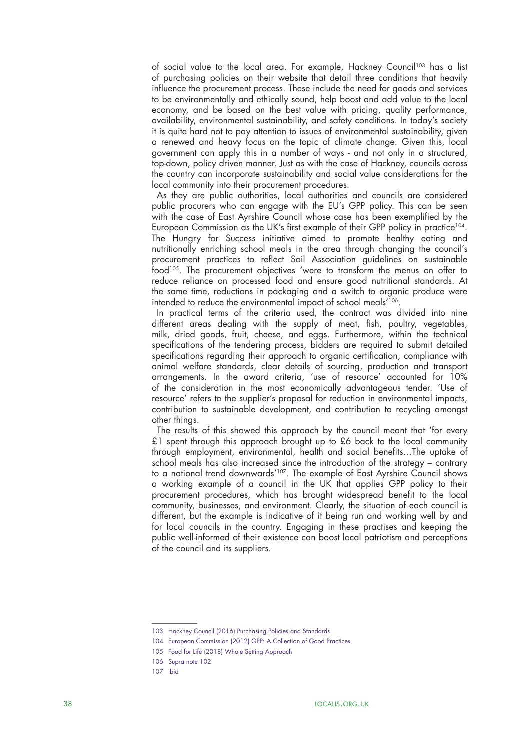of social value to the local area. For example, Hackney Council[103] has a list of purchasing policies on their website that detail three conditions that heavily influence the procurement process. These include the need for goods and services to be environmentally and ethically sound, help boost and add value to the local economy, and be based on the best value with pricing, quality performance, availability, environmental sustainability, and safety conditions. In today's society it is quite hard not to pay attention to issues of environmental sustainability, given a renewed and heavy focus on the topic of climate change. Given this, local government can apply this in a number of ways - and not only in a structured, top-down, policy driven manner. Just as with the case of Hackney, councils across the country can incorporate sustainability and social value considerations for the local community into their procurement procedures.

As they are public authorities, local authorities and councils are considered public procurers who can engage with the EU's GPP policy. This can be seen with the case of East Ayrshire Council whose case has been exemplified by the European Commission as the UK's first example of their GPP policy in practice[104]. The Hungry for Success initiative aimed to promote healthy eating and nutritionally enriching school meals in the area through changing the council's procurement practices to reflect Soil Association guidelines on sustainable food[105]. The procurement objectives 'were to transform the menus on offer to reduce reliance on processed food and ensure good nutritional standards. At the same time, reductions in packaging and a switch to organic produce were intended to reduce the environmental impact of school meals'[106].

In practical terms of the criteria used, the contract was divided into nine different areas dealing with the supply of meat, fish, poultry, vegetables, milk, dried goods, fruit, cheese, and eggs. Furthermore, within the technical specifications of the tendering process, bidders are required to submit detailed specifications regarding their approach to organic certification, compliance with animal welfare standards, clear details of sourcing, production and transport arrangements. In the award criteria, 'use of resource' accounted for 10% of the consideration in the most economically advantageous tender. 'Use of resource' refers to the supplier's proposal for reduction in environmental impacts, contribution to sustainable development, and contribution to recycling amongst other things.

The results of this showed this approach by the council meant that 'for every £1 spent through this approach brought up to £6 back to the local community through employment, environmental, health and social benefits…The uptake of school meals has also increased since the introduction of the strategy – contrary to a national trend downwards'[107]. The example of East Ayrshire Council shows a working example of a council in the UK that applies GPP policy to their procurement procedures, which has brought widespread benefit to the local community, businesses, and environment. Clearly, the situation of each council is different, but the example is indicative of it being run and working well by and for local councils in the country. Engaging in these practises and keeping the public well-informed of their existence can boost local patriotism and perceptions of the council and its suppliers.

---

103 Hackney Council (2016) Purchasing Policies and Standards

104 European Commission (2012) GPP: A Collection of Good Practices

105 Food for Life (2018) Whole Setting Approach

106 Supra note 102

107 Ibid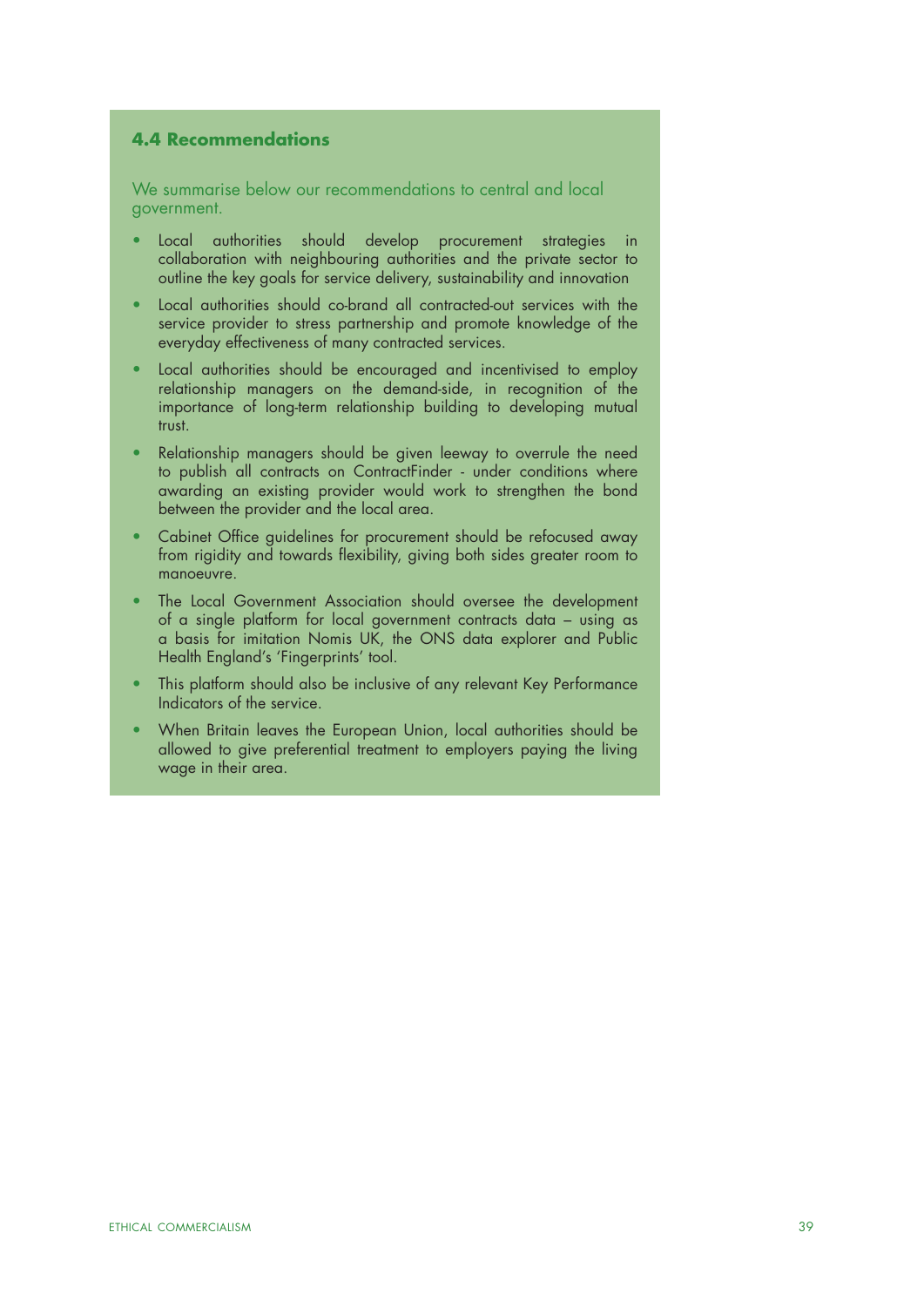### 4.4 Recommendations

We summarise below our recommendations to central and local government.

- Local authorities should develop procurement strategies in collaboration with neighbouring authorities and the private sector to outline the key goals for service delivery, sustainability and innovation
- Local authorities should co-brand all contracted-out services with the service provider to stress partnership and promote knowledge of the everyday effectiveness of many contracted services.
- Local authorities should be encouraged and incentivised to employ relationship managers on the demand-side, in recognition of the importance of long-term relationship building to developing mutual trust.
- Relationship managers should be given leeway to overrule the need to publish all contracts on ContractFinder - under conditions where awarding an existing provider would work to strengthen the bond between the provider and the local area.
- Cabinet Office guidelines for procurement should be refocused away from rigidity and towards flexibility, giving both sides greater room to manoeuvre.
- The Local Government Association should oversee the development of a single platform for local government contracts data – using as a basis for imitation Nomis UK, the ONS data explorer and Public Health England's 'Fingerprints' tool.
- This platform should also be inclusive of any relevant Key Performance Indicators of the service.
- When Britain leaves the European Union, local authorities should be allowed to give preferential treatment to employers paying the living wage in their area.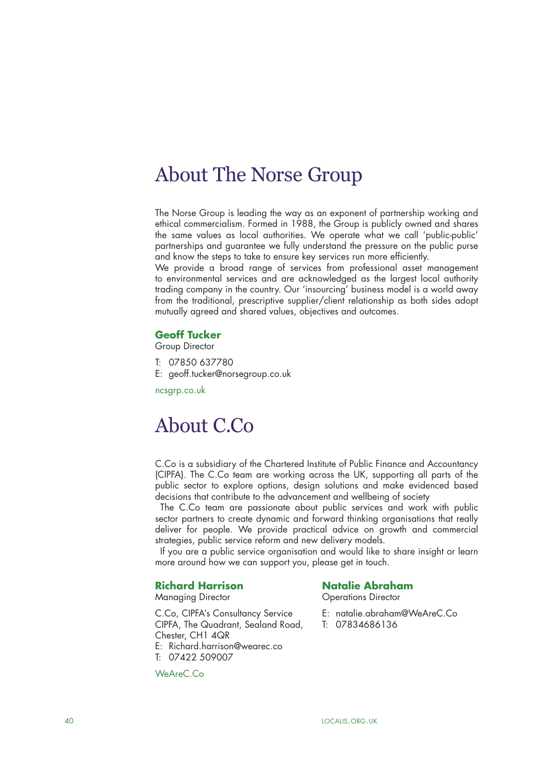# About The Norse Group

The Norse Group is leading the way as an exponent of partnership working and ethical commercialism. Formed in 1988, the Group is publicly owned and shares the same values as local authorities. We operate what we call 'public-public' partnerships and guarantee we fully understand the pressure on the public purse and know the steps to take to ensure key services run more efficiently.

We provide a broad range of services from professional asset management to environmental services and are acknowledged as the largest local authority trading company in the country. Our 'insourcing' business model is a world away from the traditional, prescriptive supplier/client relationship as both sides adopt mutually agreed and shared values, objectives and outcomes.

**Geoff Tucker**
Group Director

T: 07850 637780
E: geoff.tucker@norsegroup.co.uk

ncsgrp.co.uk

# About C.Co

C.Co is a subsidiary of the Chartered Institute of Public Finance and Accountancy (CIPFA). The C.Co team are working across the UK, supporting all parts of the public sector to explore options, design solutions and make evidenced based decisions that contribute to the advancement and wellbeing of society

The C.Co team are passionate about public services and work with public sector partners to create dynamic and forward thinking organisations that really deliver for people. We provide practical advice on growth and commercial strategies, public service reform and new delivery models.

If you are a public service organisation and would like to share insight or learn more around how we can support you, please get in touch.

**Richard Harrison**
Managing Director

C.Co, CIPFA's Consultancy Service
CIPFA, The Quadrant, Sealand Road,
Chester, CH1 4QR
E: Richard.harrison@wearec.co
T: 07422 509007

WeAreC.Co

**Natalie Abraham**
Operations Director

E: natalie.abraham@WeAreC.Co
T: 07834686136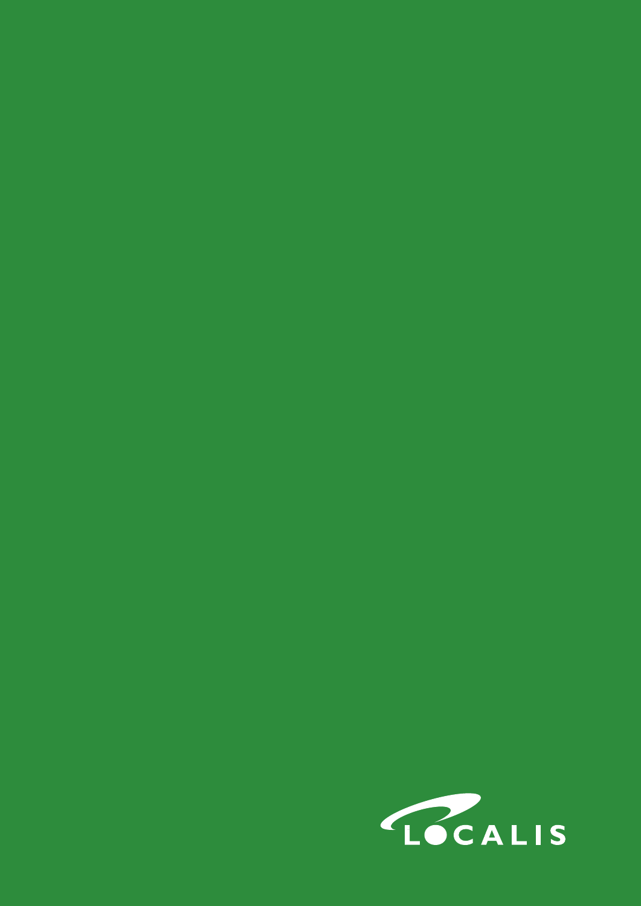LOCALIS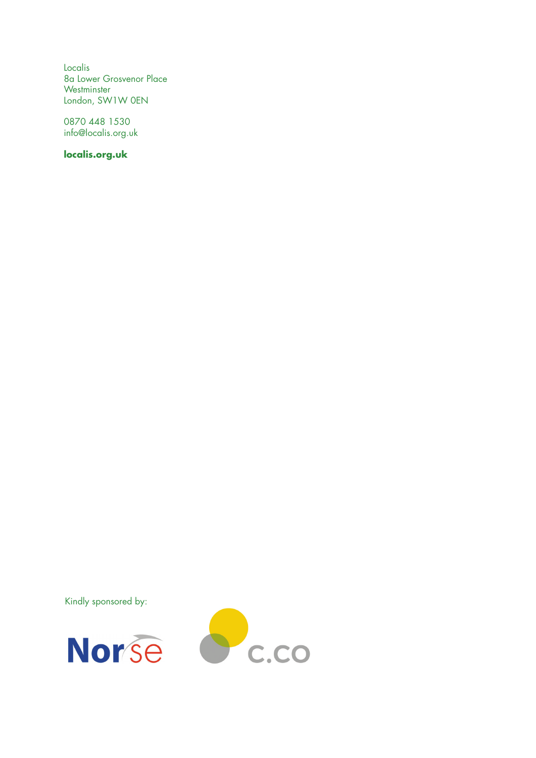Localis
8a Lower Grosvenor Place
Westminster
London, SW1W 0EN

0870 448 1530
info@localis.org.uk

**localis.org.uk**

Kindly sponsored by:

Norse

c.co